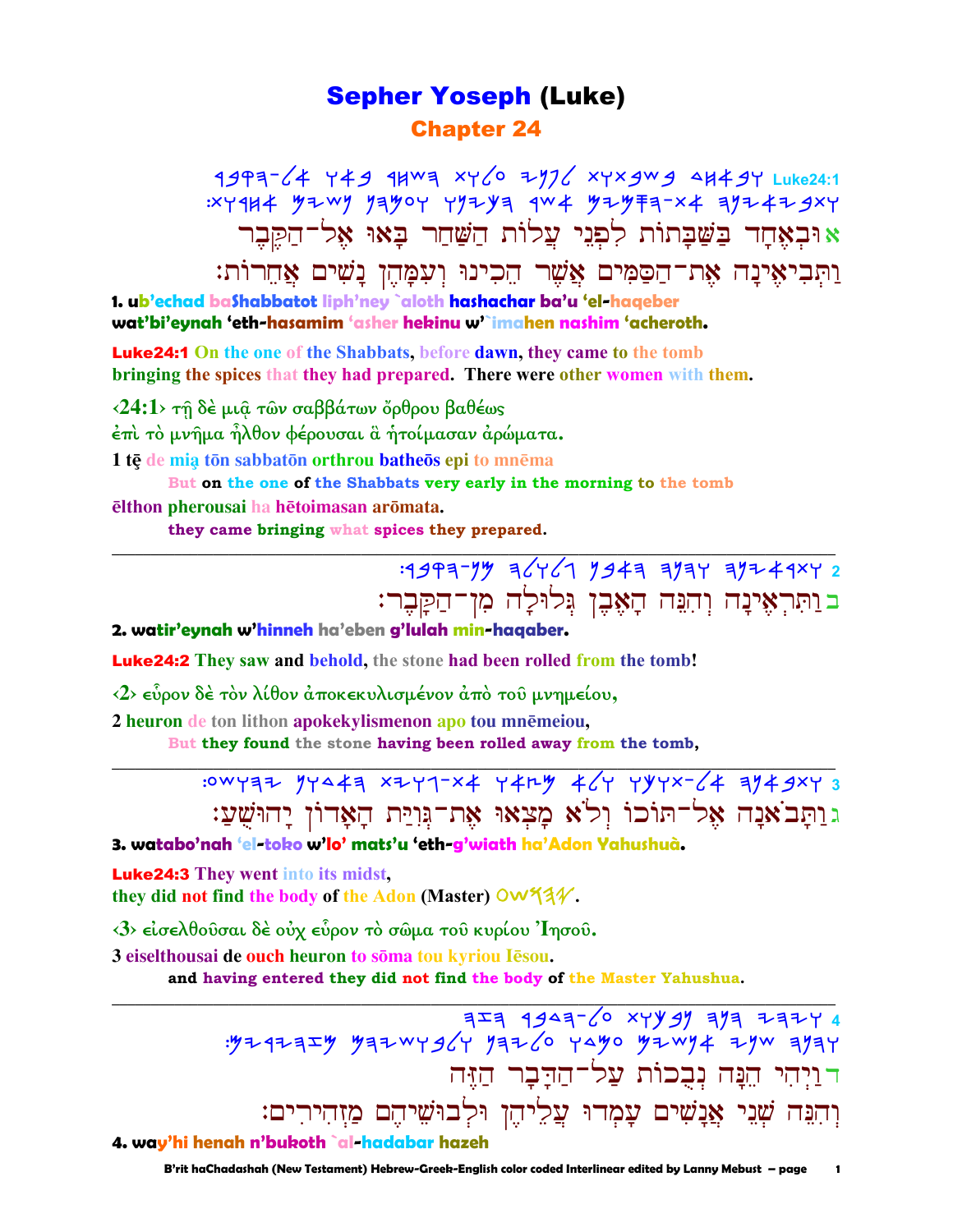# Sepher Yoseph (Luke)

## Chapter 24

1993-64 Y49 1HW3 XY6O 7Y76 XYX9W9 4H49Y Luke24:1
:XY1H4 Y7WY Y3YOY YY7Y3 1W4 Y7Y₮3-X4 3Y747 9XY

א וּבְאֶחָד בַּשַּׁבָּתוֹת לִפְנֵי עֲלוֹת הַשַּׁחַר בָּאוּ אֶל־הַקָּבֶר
וַתְּבִיאֶינָה אֶת־הַסַּמִּים אֲשֶׁר הֵכִינוּ וְעִמָּהֶן נָשִׁים אֲחֵרוֹת׃

**1. ub'echad baShabbatot liph'ney `aloth hashachar ba'u 'el-haqeber wat'bi'eynah 'eth-hasamim 'asher hekinu w'`imahen nashim 'acheroth.**

**Luke24:1** On the one of the Shabbats, before dawn, they came to the tomb bringing the spices that they had prepared. There were other women with them.

‹24:1› τῇ δὲ μιᾷ τῶν σαββάτων ὄρθρου βαθέως
ἐπὶ τὸ μνῆμα ἦλθον φέρουσαι ἃ ἡτοίμασαν ἀρώματα.

1 tę̄ de mią tōn sabbatōn orthrou batheōs epi to mnēma
**But on the one of the Shabbats very early in the morning to the tomb**

ēlthon pherousai ha hētoimasan arōmata.
**they came bringing what spices they prepared.**

---

:1993-YY 3676 Y943 3Y3Y 3Y74XY 2

ב וַתִּרְאֶינָה וְהִנֵּה הָאֶבֶן גְּלוּלָה מִן־הַקָּבֶר׃

**2. watir'eynah w'hinneh ha'eben g'lulah min-haqaber.**

**Luke24:2** They saw and behold, the stone had been rolled from the tomb!

‹2› εὗρον δὲ τὸν λίθον ἀποκεκυλισμένον ἀπὸ τοῦ μνημείου,

2 heuron de ton lithon apokekylismenon apo tou mnēmeiou,
**But they found the stone having been rolled away from the tomb,**

---

:OWY37 YY∆43 X7Y1-X4 Y4rY 46Y YYYX-64 3Y49XY 3

ג וַתָּבֹאנָה אֶל־תּוֹכוֹ וְלֹא מָצְאוּ אֶת־גְּוִיַּת הָאָדוֹן יָהוּשֻׁעַ׃

**3. watabo'nah 'el-toko w'lo' mats'u 'eth-g'wiath ha'Adon Yahushuà.**

**Luke24:3** They went into its midst, they did not find the body of the Adon (Master) OWY3Y.

‹3› εἰσελθοῦσαι δὲ οὐχ εὗρον τὸ σῶμα τοῦ κυρίου Ἰησοῦ.

3 eiselthousai de ouch heuron to sōma tou kyriou Iēsou.
**and having entered they did not find the body of the Master Yahushua.**

---

3I3 1943-6O XYY9Y 3Y3 7373Y 4
:Y7173IY Y37WY96Y Y376O Y∆YO Y7WY4 7YW 3Y3Y

ד וַיְהִי הֵנָּה נְבֻכוֹת עַל־הַדָּבָר הַזֶּה
וְהִנֵּה שְׁנֵי אֲנָשִׁים עָמְדוּ עֲלֵיהֶן וּלְבוּשֵׁיהֶם מַזְהִירִים׃

**4. way'hi henah n'bukoth `al-hadabar hazeh**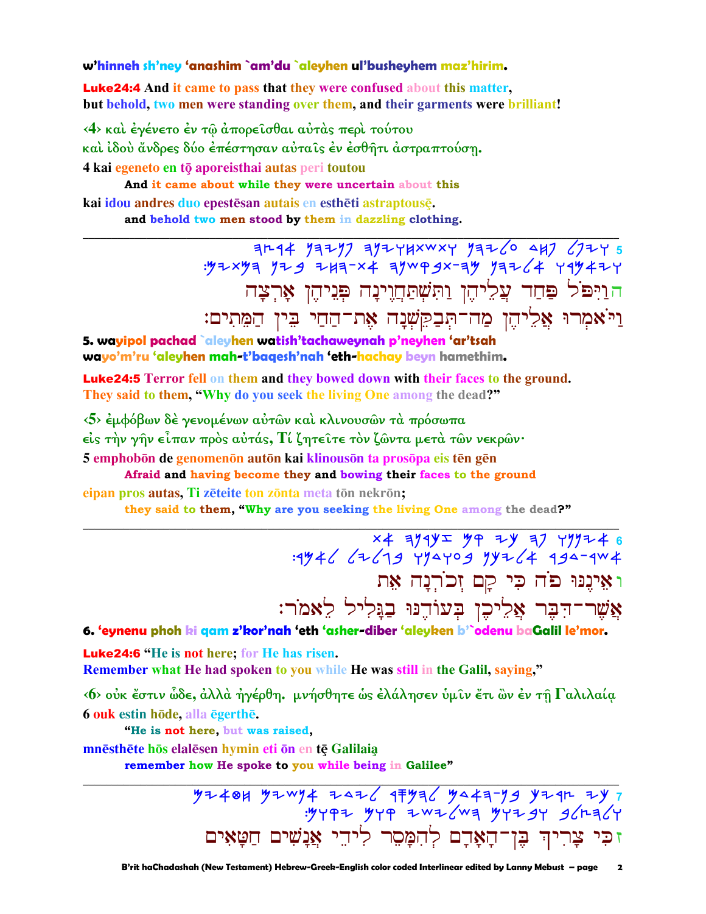**w'hinneh sh'ney 'anashim `am'du `aleyhen ul'busheyhem maz'hirim.**

**Luke24:4 And it came to pass that they were confused about this matter, but behold, two men were standing over them, and their garments were brilliant!**

‹4› καὶ ἐγένετο ἐν τῷ ἀπορεῖσθαι αὐτὰς περὶ τούτου
καὶ ἰδοὺ ἄνδρες δύο ἐπέστησαν αὐταῖς ἐν ἐσθῆτι ἀστραπτούσῃ.

4 kai egeneto en tō aporeisthai autas peri toutou
**And it came about while they were uncertain about this**
kai idou andres duo epestēsan autais en esthēti astraptousē.
**and behold two men stood by them in dazzling clothing.**

---

ויפל פחד עליהן ותשתחוינה פניהן ארצה 5
ויאמרו אליהן מה-תבקשנה את-החי בין המתים:

הוַיִּפֹּל פַּחַד עֲלֵיהֶן וַתִּשְׁתַּחֲוֶינָה פְּנֵיהֶן אַרְצָה
וַיֹּאמְרוּ אֲלֵיהֶן מַה־תְּבַקֵּשְׁנָה אֶת־הַחַי בֵּין הַמֵּתִים:

**5. wayipol pachad `aleyhen watish'tachaweynah p'neyhen 'ar'tsah wayo'm'ru 'aleyhen mah-t'baqesh'nah 'eth-hachay beyn hamethim.**

**Luke24:5 Terror fell on them and they bowed down with their faces to the ground. They said to them, "Why do you seek the living One among the dead?"**

‹5› ἐμφόβων δὲ γενομένων αὐτῶν καὶ κλινουσῶν τὰ πρόσωπα
εἰς τὴν γῆν εἶπαν πρὸς αὐτάς, Τί ζητεῖτε τὸν ζῶντα μετὰ τῶν νεκρῶν·

5 emphobōn de genomenōn autōn kai klinousōn ta prosōpa eis tēn gēn
**Afraid and having become they and bowing their faces to the ground**
eipan pros autas, Ti zēteite ton zōnta meta tōn nekrōn;
**they said to them, "Why are you seeking the living One among the dead?"**

---

איננו פה כי קם זכרנה את 6
אשר-דבר אליכן בעודנו בגליל לאמר:

ואֵינֶנּוּ פֹּה כִּי קָם זְכֹרְנָה אֵת
אֲשֶׁר־דִּבֶּר אֲלֵיכֶן בְּעוֹדֶנּוּ בַּגָּלִיל לֵאמֹר:

**6. 'eynenu phoh ki qam z'kor'nah 'eth 'asher-diber 'aleyken b'`odenu baGalil le'mor.**

**Luke24:6 "He is not here; for He has risen. Remember what He had spoken to you while He was still in the Galil, saying,"**

‹6› οὐκ ἔστιν ὧδε, ἀλλὰ ἠγέρθη. μνήσθητε ὡς ἐλάλησεν ὑμῖν ἔτι ὢν ἐν τῇ Γαλιλαίᾳ

6 ouk estin hōde, alla ēgerthē.
**"He is not here, but was raised,**
mnēsthēte hōs elalēsen hymin eti ōn en tē Galilaią
**remember how He spoke to you while being in Galilee"**

---

כי צריך בן-האדם להמסר לידי אנשים חטאים 7
ולהצלב וביום השלישי קום יקום:

זכִּי צָרִיךְ בֶּן־הָאָדָם לְהִמָּסֵר לִידֵי אֲנָשִׁים חַטָּאִים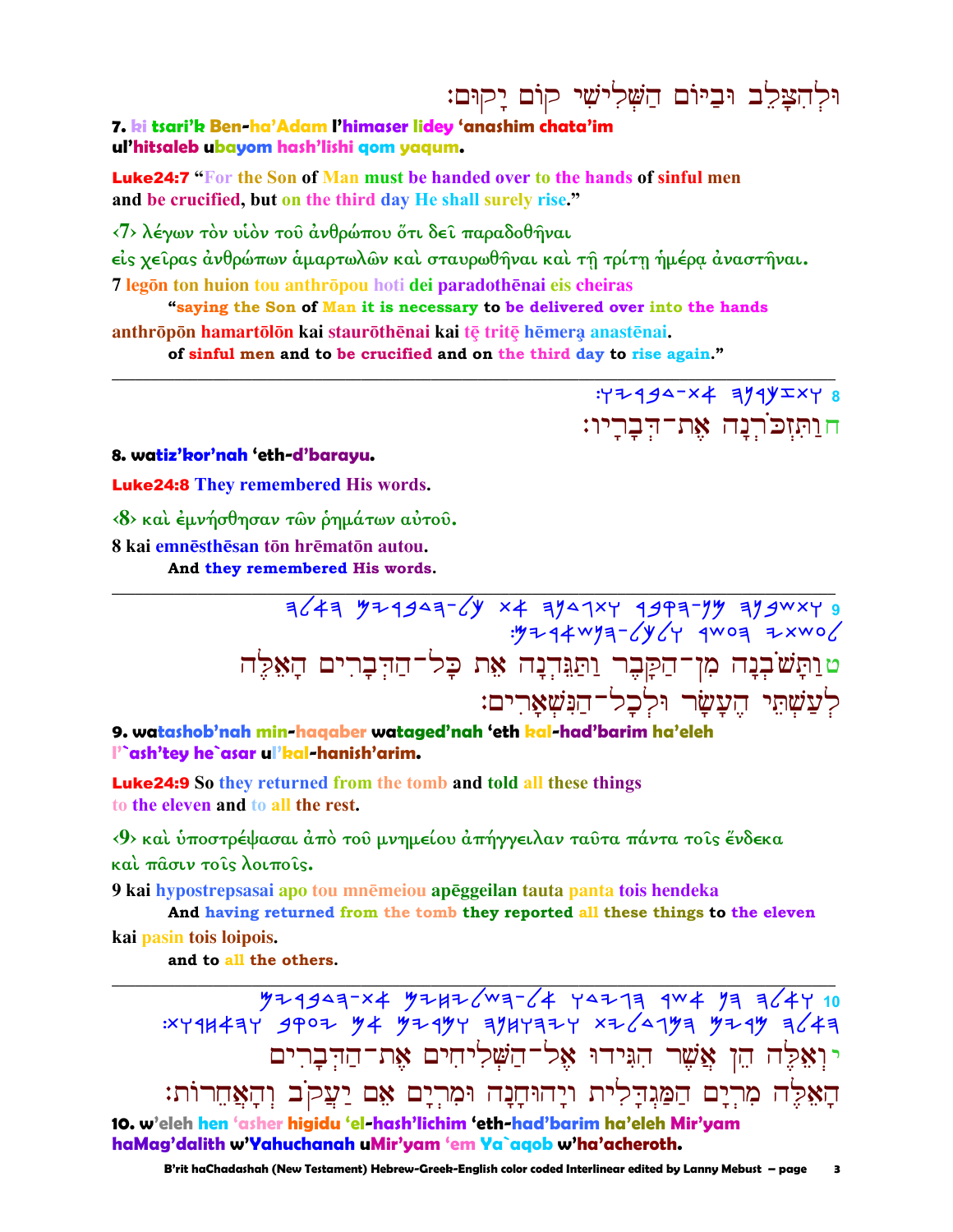וּלְהִצָּלֵב וּבַיּוֹם הַשְּׁלִישִׁי קוֹם יָקוּם׃

**7. ki tsari'k Ben-ha'Adam l'himaser lidey 'anashim chata'im ul'hitsaleb ubayom hash'lishi qom yaqum.**

**Luke24:7** "For the Son of Man must be handed over to the hands of sinful men and be crucified, but on the third day He shall surely rise."

‹7› λέγων τὸν υἱὸν τοῦ ἀνθρώπου ὅτι δεῖ παραδοθῆναι εἰς χεῖρας ἀνθρώπων ἁμαρτωλῶν καὶ σταυρωθῆναι καὶ τῇ τρίτῃ ἡμέρᾳ ἀναστῆναι.

7 legōn ton huion tou anthrōpou hoti dei paradothēnai eis cheiras
"saying the Son of Man it is necessary to be delivered over into the hands
anthrōpōn hamartōlōn kai staurōthēnai kai tē tritē hēmera anastēnai.
of sinful men and to be crucified and on the third day to rise again."

---

8 ותזכרנה את-דבריו׃
ח וַתִּזְכֹּרְנָה אֶת־דְּבָרָיו׃

**8. watiz'kor'nah 'eth-d'barayu.**

**Luke24:8** They remembered His words.

‹8› καὶ ἐμνήσθησαν τῶν ῥημάτων αὐτοῦ.

8 kai emnēsthēsan tōn hrēmatōn autou.
And they remembered His words.

---

9 ותשבנה מן-הקבר ותגדנה את כל-הדברים האלה לעשתי העשר ולכל-הנשארים׃
ט וַתָּשֹׁבְנָה מִן־הַקָּבֶר וַתַּגֵּדְנָה אֵת כָּל־הַדְּבָרִים הָאֵלֶּה לְעַשְׁתֵּי הֶעָשָׂר וּלְכָל־הַנִּשְׁאָרִים׃

**9. watashob'nah min-haqaber wataged'nah 'eth kal-had'barim ha'eleh l'`ash'tey he`asar ul'kal-hanish'arim.**

**Luke24:9** So they returned from the tomb and told all these things to the eleven and to all the rest.

‹9› καὶ ὑποστρέψασαι ἀπὸ τοῦ μνημείου ἀπήγγειλαν ταῦτα πάντα τοῖς ἕνδεκα καὶ πᾶσιν τοῖς λοιποῖς.

9 kai hypostrepsasai apo tou mnēmeiou apēggeilan tauta panta tois hendeka
And having returned from the tomb they reported all these things to the eleven
kai pasin tois loipois.
and to all the others.

---

10 ואלה הן אשר הגידו אל-השליחים את-הדברים האלה מרים המגדלית ויהוחנה ומרים אם יעקב והאחרות׃
י וְאֵלֶּה הֵן אֲשֶׁר הִגִּידוּ אֶל־הַשְּׁלִיחִים אֶת־הַדְּבָרִים הָאֵלֶּה מִרְיָם הַמַּגְדָּלִית וִיהוֹחָנָה וּמִרְיָם אֵם יַעֲקֹב וְהָאֲחֵרוֹת׃

**10. w'eleh hen 'asher higidu 'el-hash'lichim 'eth-had'barim ha'eleh Mir'yam haMag'dalith w'Yahuchanah uMir'yam 'em Ya`aqob w'ha'acheroth.**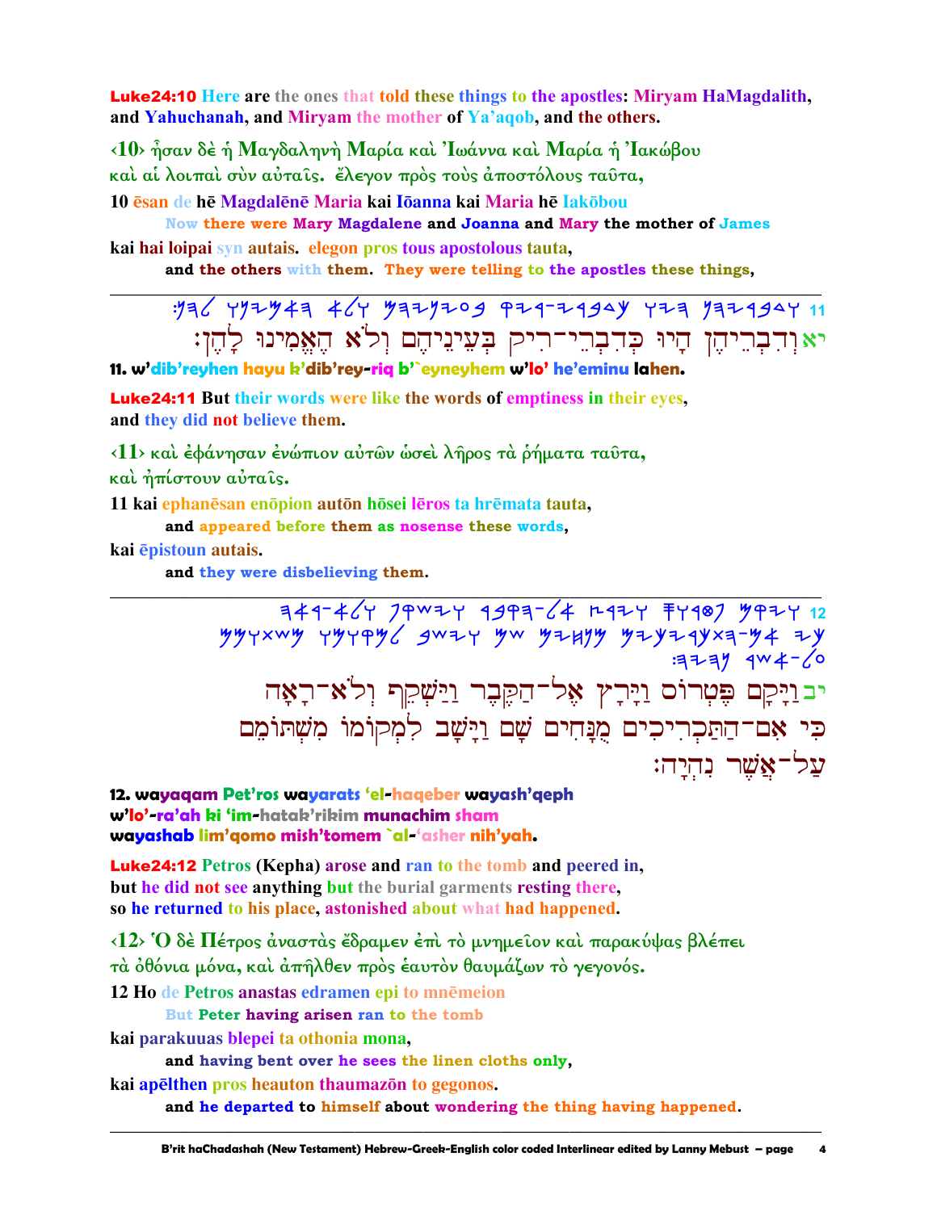**Luke24:10** Here are the ones that told these things to the apostles: Miryam HaMagdalith, and Yahuchanah, and Miryam the mother of Ya'aqob, and the others.

‹10› ἦσαν δὲ ἡ Μαγδαληνὴ Μαρία καὶ Ἰωάννα καὶ Μαρία ἡ Ἰακώβου καὶ αἱ λοιπαὶ σὺν αὐταῖς. ἔλεγον πρὸς τοὺς ἀποστόλους ταῦτα,

10 ēsan de hē Magdalēnē Maria kai Iōanna kai Maria hē Iakōbou
Now there were Mary Magdalene and Joanna and Mary the mother of James
kai hai loipai syn autais. elegon pros tous apostolous tauta,
and the others with them. They were telling to the apostles these things,

---

יא וְדִבְרֵיהֶן הָיוּ כְּדִבְרֵי־רִיק בְּעֵינֵיהֶם וְלֹא הֶאֱמִינוּ לָהֶן׃

**11. w'dib'reyhen hayu k'dib'rey-riq b'`eyneyhem w'lo' he'eminu lahen.**

**Luke24:11** But their words were like the words of emptiness in their eyes, and they did not believe them.

‹11› καὶ ἐφάνησαν ἐνώπιον αὐτῶν ὡσεὶ λῆρος τὰ ῥήματα ταῦτα, καὶ ἠπίστουν αὐταῖς.

11 kai ephanēsan enōpion autōn hōsei lēros ta hrēmata tauta,
and appeared before them as nosense these words,
kai ēpistoun autais.
and they were disbelieving them.

---

יב וַיָּקָם פֶּטְרוֹס וַיָּרָץ אֶל־הַקֶּבֶר וַיַּשְׁקֵף וְלֹא־רָאָה כִּי אִם־הַתַּכְרִיכִים מֻנָּחִים שָׁם וַיָּשָׁב לִמְקוֹמוֹ מִשְׁתּוֹמֵם עַל־אֲשֶׁר נִהְיָה׃

**12. wayaqam Pet'ros wayarats 'el-haqeber wayash'qeph w'lo'-ra'ah ki 'im-hatak'rikim munachim sham wayashab lim'qomo mish'tomem `al-'asher nih'yah.**

**Luke24:12** Petros (Kepha) arose and ran to the tomb and peered in, but he did not see anything but the burial garments resting there, so he returned to his place, astonished about what had happened.

‹12› Ὁ δὲ Πέτρος ἀναστὰς ἔδραμεν ἐπὶ τὸ μνημεῖον καὶ παρακύψας βλέπει τὰ ὀθόνια μόνα, καὶ ἀπῆλθεν πρὸς ἑαυτὸν θαυμάζων τὸ γεγονός.

12 Ho de Petros anastas edramen epi to mnēmeion
But Peter having arisen ran to the tomb
kai parakuuas blepei ta othonia mona,
and having bent over he sees the linen cloths only,
kai apēlthen pros heauton thaumazōn to gegonos.
and he departed to himself about wondering the thing having happened.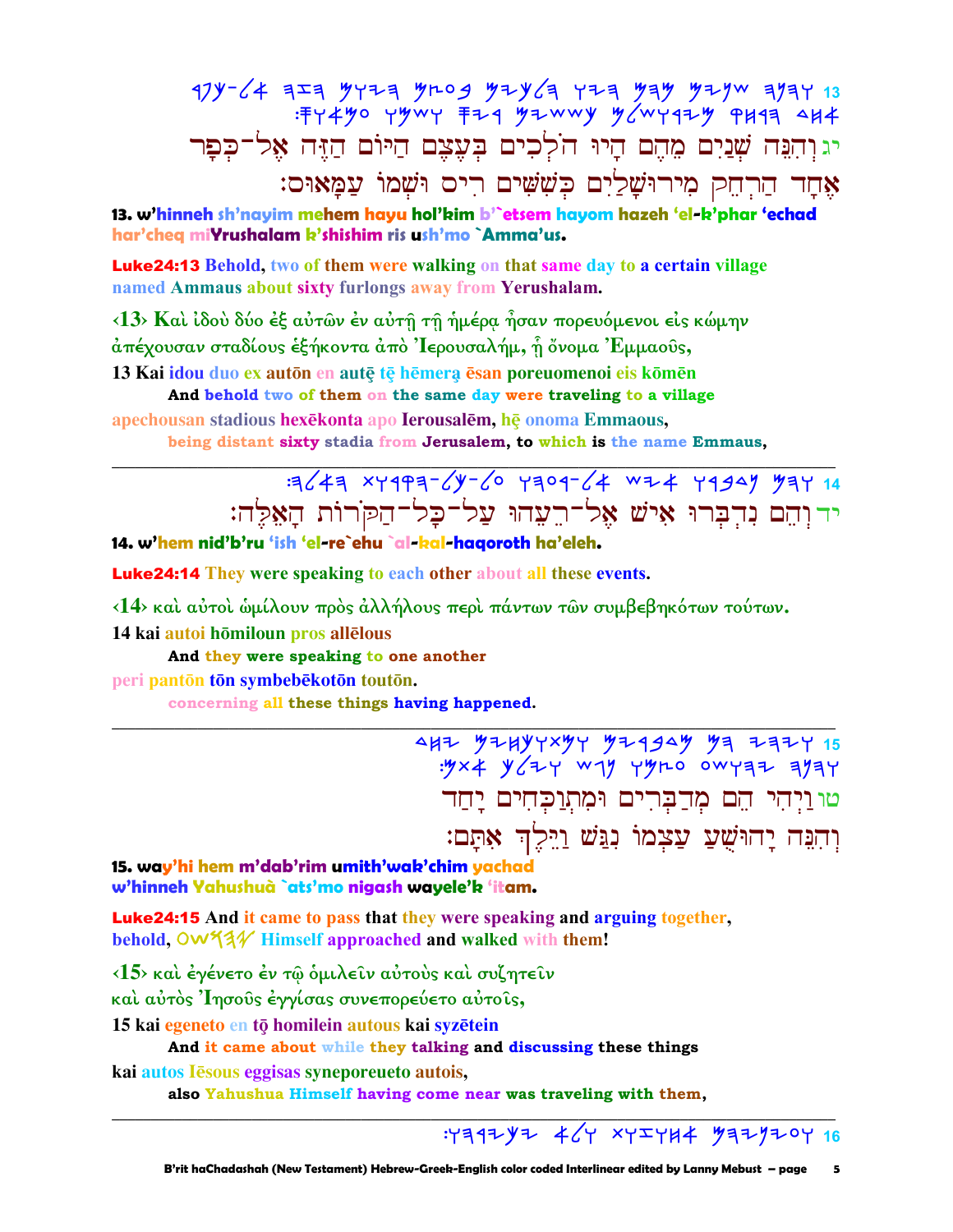13 𐤅𐤄𐤍𐤄 𐤔𐤍𐤉𐤌 𐤌𐤄𐤌 𐤄𐤉𐤅 𐤄𐤋𐤊𐤉𐤌 𐤁𐤏𐤑𐤌 𐤄𐤉𐤅𐤌 𐤄𐤆𐤄 𐤀𐤋-𐤊𐤐𐤓
𐤀𐤇𐤃 𐤄𐤓𐤇𐤒 𐤌𐤉𐤓𐤅𐤔𐤋𐤉𐤌 𐤊𐤔𐤔𐤉𐤌 𐤓𐤉𐤎 𐤅𐤔𐤌𐤅 𐤏𐤌𐤀𐤅𐤎:

יג וְהִנֵּה שְׁנַיִם מֵהֶם הָיוּ הֹלְכִים בְּעֶצֶם הַיּוֹם הַזֶּה אֶל־כְּפָר
אֶחָד הַרְחֵק מִירוּשָׁלַיִם כְּשִׁשִּׁים רִיס וּשְׁמוֹ עַמָּאוּס׃

**13. w'hinneh sh'nayim mehem hayu hol'kim b'`etsem hayom hazeh 'el-k'phar 'echad har'cheq miYrushalam k'shishim ris ush'mo `Amma'us.**

**Luke24:13 Behold, two of them were walking on that same day to a certain village named Ammaus about sixty furlongs away from Yerushalam.**

**‹13› Καὶ ἰδοὺ δύο ἐξ αὐτῶν ἐν αὐτῇ τῇ ἡμέρᾳ ἦσαν πορευόμενοι εἰς κώμην ἀπέχουσαν σταδίους ἑξήκοντα ἀπὸ Ἰερουσαλήμ, ᾗ ὄνομα Ἐμμαοῦς,**

**13 Kai idou duo ex autōn en autē tē hēmera ēsan poreuomenoi eis kōmēn**
**And behold two of them on the same day were traveling to a village**
**apechousan stadious hexēkonta apo Ierousalēm, hē onoma Emmaous,**
**being distant sixty stadia from Jerusalem, to which is the name Emmaus,**

---

14 𐤅𐤄𐤌 𐤍𐤃𐤁𐤓𐤅 𐤀𐤉𐤔 𐤀𐤋-𐤓𐤏𐤄𐤅 𐤏𐤋-𐤊𐤋-𐤄𐤒𐤓𐤅𐤕 𐤄𐤀𐤋𐤄:

יד וְהֵם נִדְבְּרוּ אִישׁ אֶל־רֵעֵהוּ עַל־כָּל־הַקֹּרוֹת הָאֵלֶּה׃

**14. w'hem nid'b'ru 'ish 'el-re`ehu `al-kal-haqoroth ha'eleh.**

**Luke24:14 They were speaking to each other about all these events.**

**‹14› καὶ αὐτοὶ ὡμίλουν πρὸς ἀλλήλους περὶ πάντων τῶν συμβεβηκότων τούτων.**

**14 kai autoi hōmiloun pros allēlous**
**And they were speaking to one another**
**peri pantōn tōn symbebēkotōn toutōn.**
**concerning all these things having happened.**

---

15 𐤅𐤉𐤄𐤉 𐤄𐤌 𐤌𐤃𐤁𐤓𐤉𐤌 𐤅𐤌𐤕𐤅𐤊𐤇𐤉𐤌 𐤉𐤇𐤃
𐤅𐤄𐤍𐤄 𐤉𐤄𐤅𐤔𐤏 𐤏𐤑𐤌𐤅 𐤍𐤂𐤔 𐤅𐤉𐤋𐤊 𐤀𐤕𐤌:

טו וַיְהִי הֵם מְדַבְּרִים וּמִתְוַכְּחִים יָחַד
וְהִנֵּה יָהוּשֻׁעַ עַצְמוֹ נִגַּשׁ וַיֵּלֶךְ אִתָּם׃

**15. way'hi hem m'dab'rim umith'wak'chim yachad w'hinneh Yahushuà `ats'mo nigash wayele'k 'itam.**

**Luke24:15 And it came to pass that they were speaking and arguing together, behold, 𐤉𐤄𐤅𐤔𐤏 Himself approached and walked with them!**

**‹15› καὶ ἐγένετο ἐν τῷ ὁμιλεῖν αὐτοὺς καὶ συζητεῖν καὶ αὐτὸς Ἰησοῦς ἐγγίσας συνεπορεύετο αὐτοῖς,**

**15 kai egeneto en tō homilein autous kai syzētein**
**And it came about while they talking and discussing these things**
**kai autos Iēsous eggisas syneporeueto autois,**
**also Yahushua Himself having come near was traveling with them,**

---

16 𐤅𐤏𐤉𐤍𐤉𐤄𐤌 𐤀𐤇𐤅𐤆𐤅𐤕 𐤋𐤁𐤋 𐤉𐤊𐤉𐤓𐤅𐤄𐤅: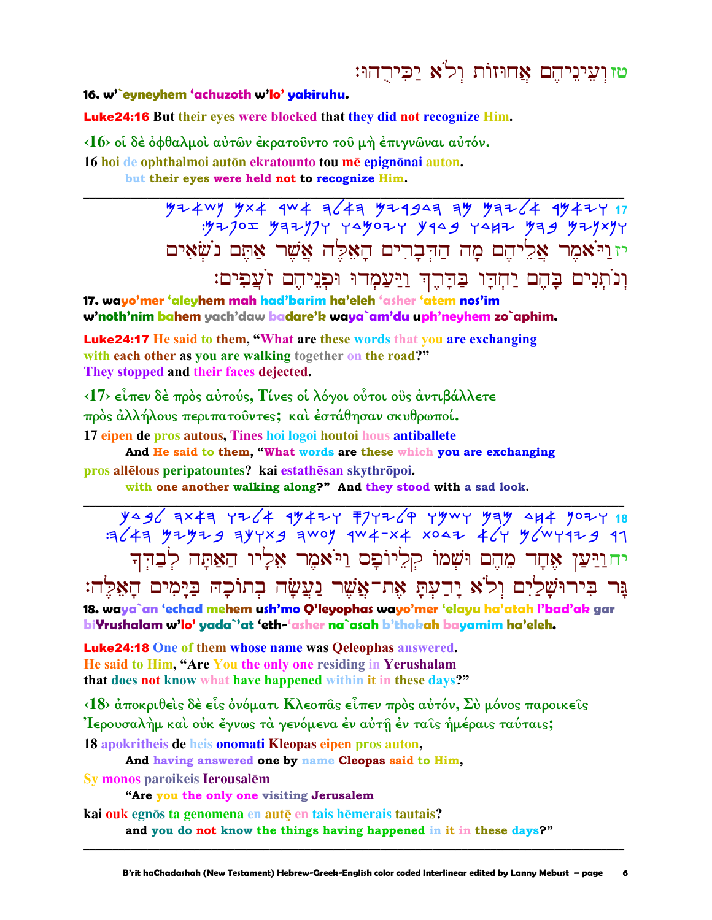טז וְעֵינֵיהֶם אֲחוּזוֹת וְלֹא יַכִּירֻהוּ׃

**16. w'`eyneyhem 'achuzoth w'lo' yakiruhu.**

**Luke24:16 But their eyes were blocked that they did not recognize Him.**

‹16› οἱ δὲ ὀφθαλμοὶ αὐτῶν ἐκρατοῦντο τοῦ μὴ ἐπιγνῶναι αὐτόν.

**16 hoi de ophthalmoi autōn ekratounto tou mē epignōnai auton.**
**but their eyes were held not to recognize Him.**

---

יז וַיֹּאמֶר אֲלֵיהֶם מָה הַדְּבָרִים הָאֵלֶּה אֲשֶׁר אַתֶּם נֹשְׂאִים וְנֹתְנִים בָּהֶם יַחְדָּו בַּדָּרֶךְ וַיַּעַמְדוּ וּפְנֵיהֶם זֹעֲפִים׃

**17. wayo'mer 'aleyhem mah had'barim ha'eleh 'asher 'atem nos'im w'noth'nim bahem yach'daw badare'k waya`am'du uph'neyhem zo`aphim.**

**Luke24:17 He said to them, "What are these words that you are exchanging with each other as you are walking together on the road?" They stopped and their faces dejected.**

‹17› εἶπεν δὲ πρὸς αὐτούς, Τίνες οἱ λόγοι οὗτοι οὓς ἀντιβάλλετε πρὸς ἀλλήλους περιπατοῦντες; καὶ ἐστάθησαν σκυθρωποί.

**17 eipen de pros autous, Tines hoi logoi houtoi hous antiballete**
**And He said to them, "What words are these which you are exchanging**
**pros allēlous peripatountes? kai estathēsan skythrōpoi.**
**with one another walking along?" And they stood with a sad look.**

---

יח וַיַּעַן אֶחָד מֵהֶם וּשְׁמוֹ קְלֵיוֹפָס וַיֹּאמֶר אֵלָיו הַאַתָּה לְבַדְּךָ גָּר בִּירוּשָׁלַיִם וְלֹא יָדַעְתָּ אֶת־אֲשֶׁר נַעֲשָׂה בְתוֹכָהּ בַּיָּמִים הָאֵלֶּה׃

**18. waya`an 'echad mehem ush'mo Q'leyophas wayo'mer 'elayu ha'atah l'bad'ak gar biYrushalam w'lo' yada`'at 'eth-'asher na`asah b'thokah bayamim ha'eleh.**

**Luke24:18 One of them whose name was Qeleophas answered. He said to Him, "Are You the only one residing in Yerushalam that does not know what have happened within it in these days?"**

‹18› ἀποκριθεὶς δὲ εἷς ὀνόματι Κλεοπᾶς εἶπεν πρὸς αὐτόν, Σὺ μόνος παροικεῖς Ἰερουσαλὴμ καὶ οὐκ ἔγνως τὰ γενόμενα ἐν αὐτῇ ἐν ταῖς ἡμέραις ταύταις;

**18 apokritheis de heis onomati Kleopas eipen pros auton,**
**And having answered one by name Cleopas said to Him,**
**Sy monos paroikeis Ierousalēm**
**"Are you the only one visiting Jerusalem**
**kai ouk egnōs ta genomena en autē en tais hēmerais tautais?**
**and you do not know the things having happened in it in these days?"**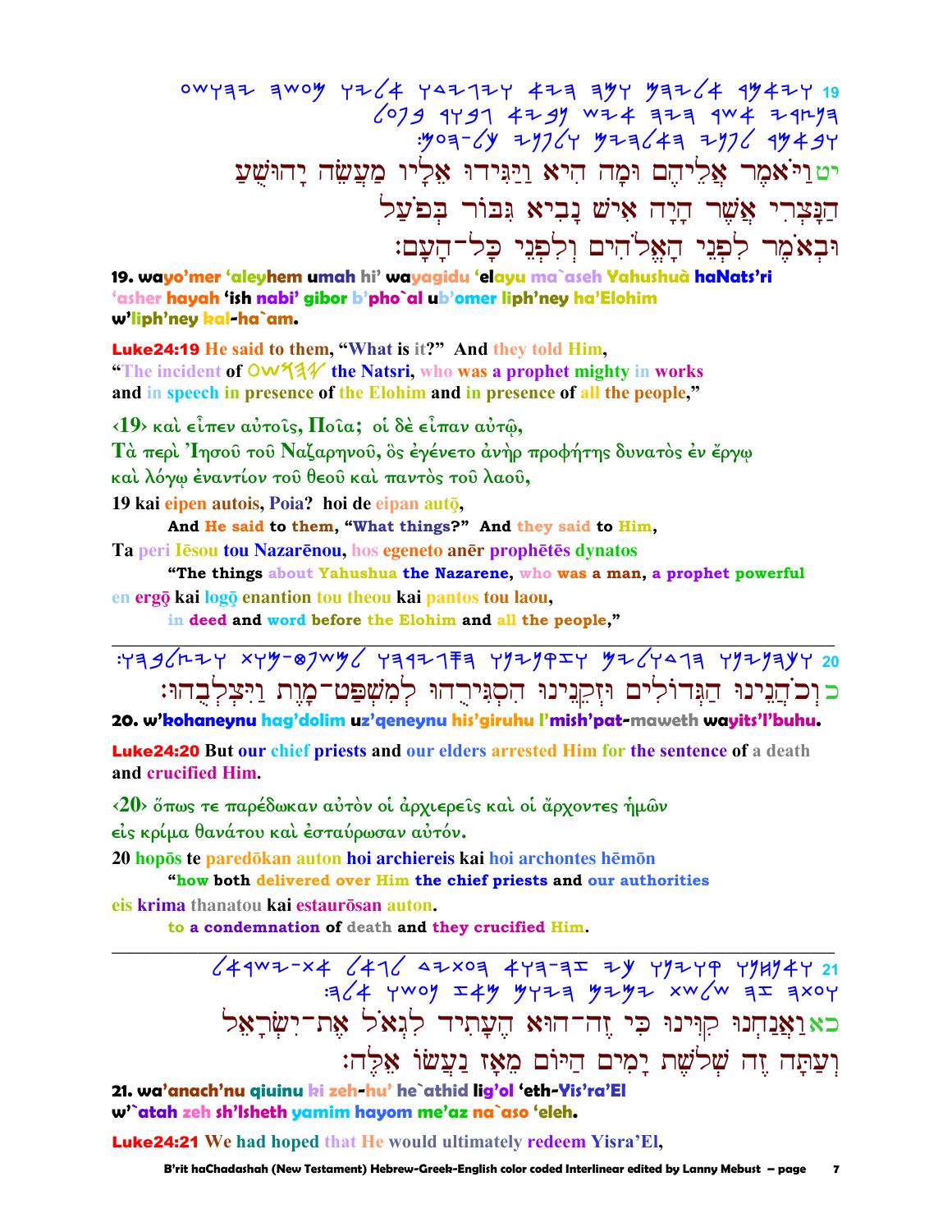19 ויאמר אליהם ומה היא ויגידו אליו מעשה יהושע הנצרי אשר היה איש נביא גבור בפעל ובאמר לפני האלהים ולפני כל-העם׃

יט וַיֹּאמֶר אֲלֵיהֶם וּמָה הִיא וַיַּגִּידוּ אֵלָיו מַעֲשֵׂה יָהוּשֻׁעַ הַנָּצְרִי אֲשֶׁר הָיָה אִישׁ נָבִיא גִּבּוֹר בְּפֹעַל וּבְאֹמֶר לִפְנֵי הָאֱלֹהִים וְלִפְנֵי כָל-הָעָם׃

**19. wayo'mer 'aleyhem umah hi' wayagidu 'elayu ma`aseh Yahushuà haNats'ri 'asher hayah 'ish nabi' gibor b'pho`al ub'omer liph'ney ha'Elohim w'liph'ney kal-ha`am.**

**Luke24:19** He said to them, "What is it?" And they told Him, "The incident of OWYHY the Natsri, who was a prophet mighty in works and in speech in presence of the Elohim and in presence of all the people,"

‹19› καὶ εἶπεν αὐτοῖς, Ποῖα; οἱ δὲ εἶπαν αὐτῷ, Τὰ περὶ Ἰησοῦ τοῦ Ναζαρηνοῦ, ὃς ἐγένετο ἀνὴρ προφήτης δυνατὸς ἐν ἔργῳ καὶ λόγῳ ἐναντίον τοῦ θεοῦ καὶ παντὸς τοῦ λαοῦ,

19 kai eipen autois, Poia? hoi de eipan autō,
**And He said to them, "What things?" And they said to Him,**
Ta peri Iēsou tou Nazarēnou, hos egeneto anēr prophētēs dynatos
**"The things about Yahushua the Nazarene, who was a man, a prophet powerful**
en ergō kai logō enantion tou theou kai pantos tou laou,
**in deed and word before the Elohim and all the people,"**

---

20 וכהנינו הגדולים וזקנינו הסגירהו למשפט-מות ויצלבהו׃

כ וְכֹהֲנֵינוּ הַגְּדוֹלִים וּזְקֵנֵינוּ הִסְגִּירֻהוּ לְמִשְׁפַּט-מָוֶת וַיִּצְלְבֻהוּ׃

**20. w'kohaneynu hag'dolim uz'qeneynu his'giruhu l'mish'pat-maweth wayits'l'buhu.**

**Luke24:20** But our chief priests and our elders arrested Him for the sentence of a death and crucified Him.

‹20› ὅπως τε παρέδωκαν αὐτὸν οἱ ἀρχιερεῖς καὶ οἱ ἄρχοντες ἡμῶν εἰς κρίμα θανάτου καὶ ἐσταύρωσαν αὐτόν.

20 hopōs te paredōkan auton hoi archiereis kai hoi archontes hēmōn
**"how both delivered over Him the chief priests and our authorities**
eis krima thanatou kai estaurōsan auton.
**to a condemnation of death and they crucified Him.**

---

21 ואנחנו קוינו כי זה-הוא העתיד לגאל את-ישראל ועתה זה שלשת ימים היום מאז נעשו אלה׃

כא וַאֲנַחְנוּ קִוִּינוּ כִּי זֶה-הוּא הֶעָתִיד לִגְאֹל אֶת-יִשְׂרָאֵל וְעַתָּה זֶה שְׁלֹשֶׁת יָמִים הַיּוֹם מֵאָז נַעֲשׂוּ אֵלֶּה׃

**21. wa'anach'nu qiuinu ki zeh-hu' he`athid lig'ol 'eth-Yis'ra'El w'`atah zeh sh'lsheth yamim hayom me'az na`aso 'eleh.**

**Luke24:21** We had hoped that He would ultimately redeem Yisra'El,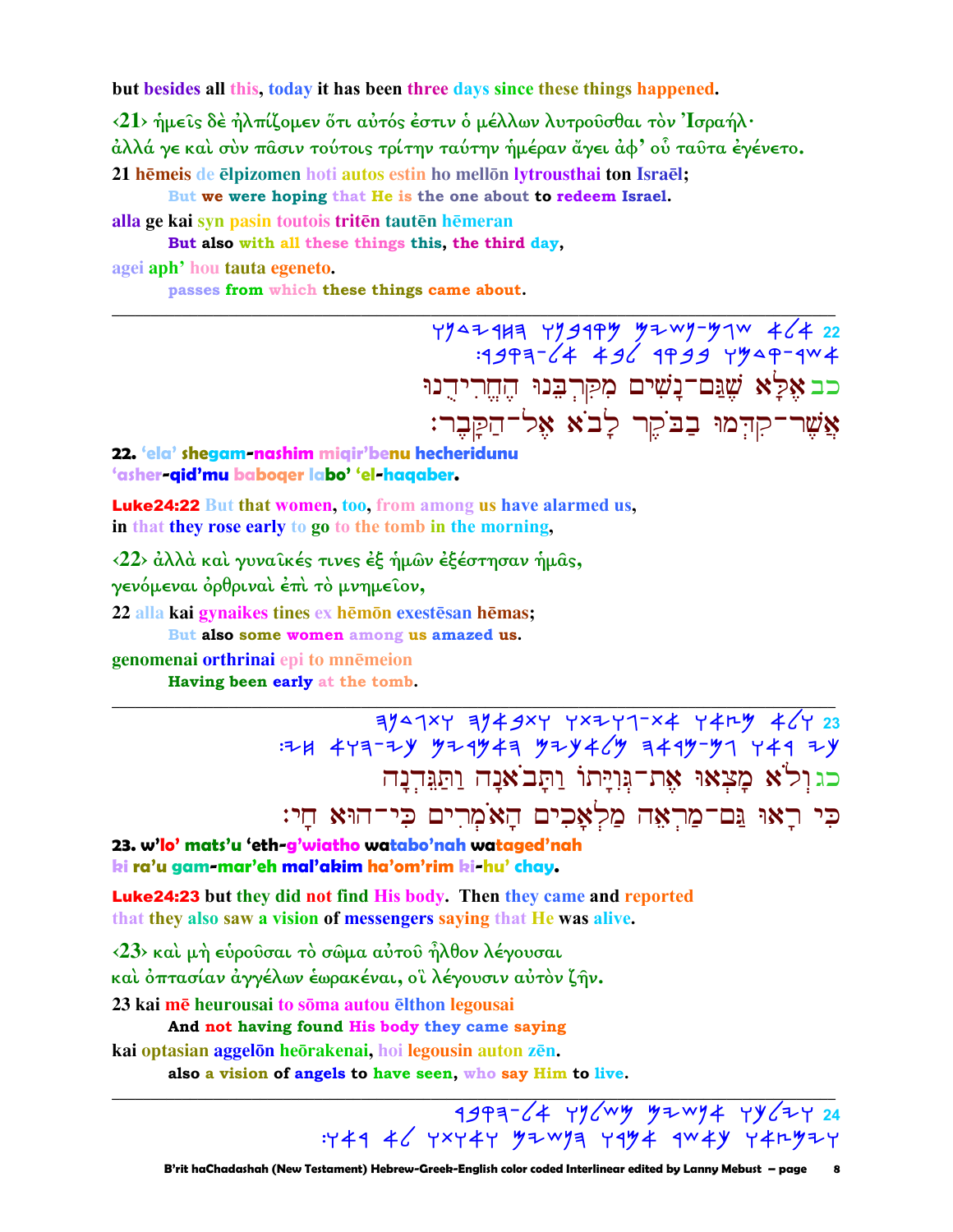but besides all this, today it has been three days since these things happened.

‹21› ἡμεῖς δὲ ἠλπίζομεν ὅτι αὐτός ἐστιν ὁ μέλλων λυτροῦσθαι τὸν Ἰσραήλ·
ἀλλά γε καὶ σὺν πᾶσιν τούτοις τρίτην ταύτην ἡμέραν ἄγει ἀφ᾽ οὗ ταῦτα ἐγένετο.

21 hēmeis de ēlpizomen hoti autos estin ho mellōn lytrousthai ton Israēl;
&nbsp;&nbsp;&nbsp;&nbsp;&nbsp;&nbsp;&nbsp;&nbsp;**But we were hoping that He is the one about to redeem Israel.**

alla ge kai syn pasin toutois tritēn tautēn hēmeran
&nbsp;&nbsp;&nbsp;&nbsp;&nbsp;&nbsp;&nbsp;&nbsp;**But also with all these things this, the third day,**

agei aph' hou tauta egeneto.
&nbsp;&nbsp;&nbsp;&nbsp;&nbsp;&nbsp;&nbsp;&nbsp;**passes from which these things came about.**

---

𐤀𐤋𐤀 𐤔𐤂𐤌-𐤍𐤔𐤉𐤌 𐤌𐤒𐤓𐤁𐤍𐤅 𐤄𐤇𐤓𐤉𐤃𐤍𐤅 22
𐤀𐤔𐤓-𐤒𐤃𐤌𐤅 𐤁𐤁𐤒𐤓 𐤋𐤁𐤀 𐤀𐤋-𐤄𐤒𐤁𐤓:

כב אֶלָּא שֶׁגַּם־נָשִׁים מִקִּרְבֵּנוּ הֶחֱרִידֻנוּ
אֲשֶׁר־קִדְּמוּ בַבֹּקֶר לָבֹא אֶל־הַקָּבֶר:

**22. 'ela' shegam-nashim miqir'benu hecheridunu**
**'asher-qid'mu baboqer labo' 'el-haqaber.**

**Luke24:22** But that women, too, from among us have alarmed us,
in that they rose early to go to the tomb in the morning,

‹22› ἀλλὰ καὶ γυναῖκές τινες ἐξ ἡμῶν ἐξέστησαν ἡμᾶς,
γενόμεναι ὀρθριναὶ ἐπὶ τὸ μνημεῖον,

22 alla kai gynaikes tines ex hēmōn exestēsan hēmas;
&nbsp;&nbsp;&nbsp;&nbsp;&nbsp;&nbsp;&nbsp;&nbsp;**But also some women among us amazed us.**

genomenai orthrinai epi to mnēmeion
&nbsp;&nbsp;&nbsp;&nbsp;&nbsp;&nbsp;&nbsp;&nbsp;**Having been early at the tomb.**

---

𐤅𐤋𐤀 𐤌𐤑𐤀𐤅 𐤀𐤕-𐤂𐤅𐤉𐤕𐤅 𐤅𐤕𐤁𐤀𐤍𐤄 𐤅𐤕𐤂𐤃𐤍𐤄 23
𐤊𐤉 𐤓𐤀𐤅 𐤂𐤌-𐤌𐤓𐤀𐤄 𐤌𐤋𐤀𐤊𐤉𐤌 𐤄𐤀𐤌𐤓𐤉𐤌 𐤊𐤉-𐤄𐤅𐤀 𐤇𐤉:

כג וְלֹא מָצְאוּ אֶת־גְּוִיָּתוֹ וַתָּבֹאנָה וַתַּגֵּדְנָה
כִּי רָאוּ גַּם־מַרְאֵה מַלְאָכִים הָאֹמְרִים כִּי־הוּא חָי:

**23. w'lo' mats'u 'eth-g'wiatho watabo'nah wataged'nah**
**ki ra'u gam-mar'eh mal'akim ha'om'rim ki-hu' chay.**

**Luke24:23** but they did not find His body. Then they came and reported
that they also saw a vision of messengers saying that He was alive.

‹23› καὶ μὴ εὑροῦσαι τὸ σῶμα αὐτοῦ ἦλθον λέγουσαι
καὶ ὀπτασίαν ἀγγέλων ἑωρακέναι, οἳ λέγουσιν αὐτὸν ζῆν.

23 kai mē heurousai to sōma autou ēlthon legousai
&nbsp;&nbsp;&nbsp;&nbsp;&nbsp;&nbsp;&nbsp;&nbsp;**And not having found His body they came saying**

kai optasian aggelōn heōrakenai, hoi legousin auton zēn.
&nbsp;&nbsp;&nbsp;&nbsp;&nbsp;&nbsp;&nbsp;&nbsp;**also a vision of angels to have seen, who say Him to live.**

---

𐤅𐤉𐤋𐤊𐤅 𐤀𐤍𐤔𐤉𐤌 𐤌𐤔𐤋𐤍𐤅 𐤀𐤋-𐤄𐤒𐤁𐤓 24
𐤅𐤉𐤌𐤑𐤀𐤅 𐤊𐤀𐤔𐤓 𐤀𐤌𐤓𐤅 𐤄𐤍𐤔𐤉𐤌 𐤅𐤀𐤕𐤅 𐤋𐤀 𐤓𐤀𐤅: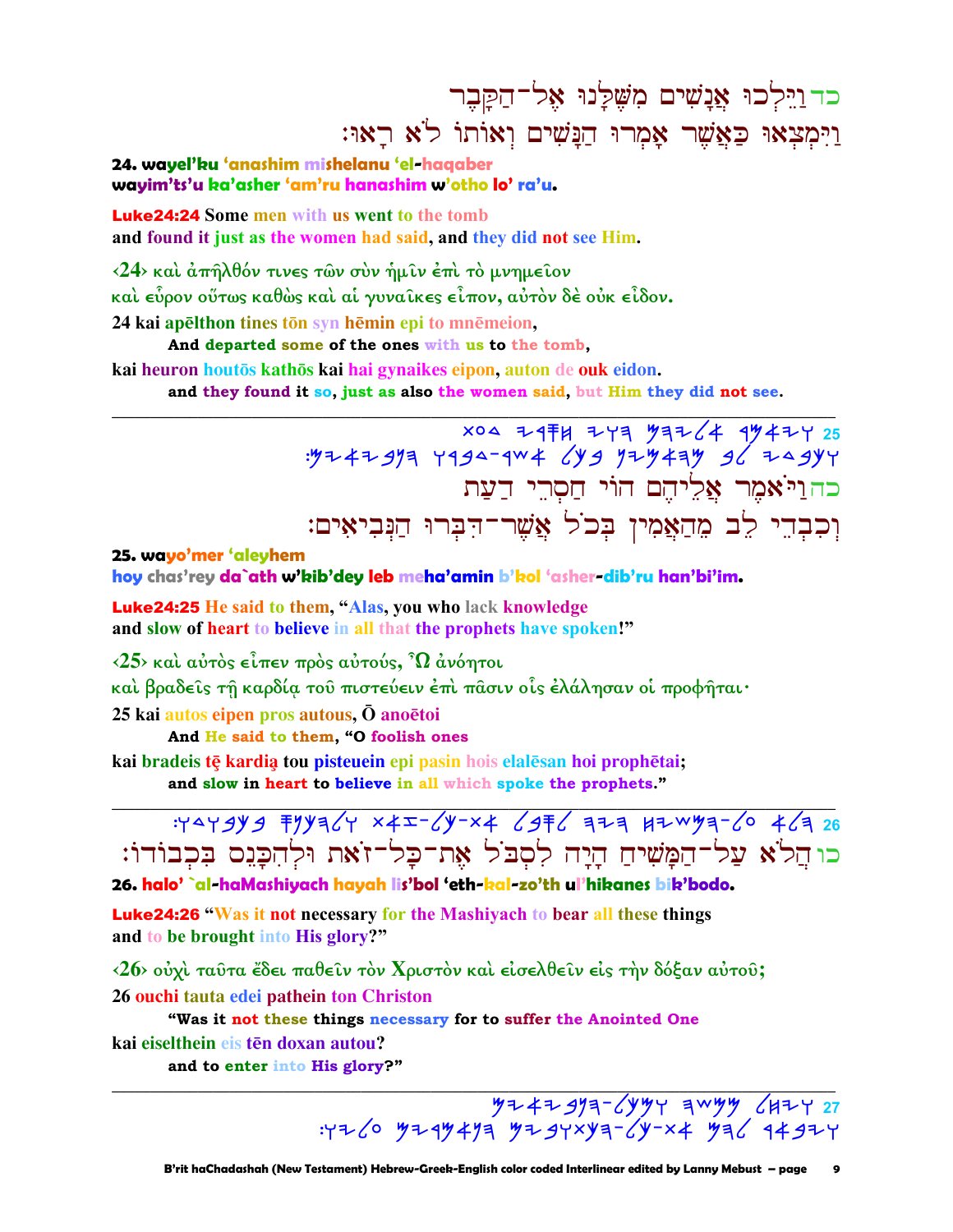כד וַיֵּלְכוּ אֲנָשִׁים מִשֶּׁלָּנוּ אֶל־הַקָּבֶר
וַיִּמְצְאוּ כַּאֲשֶׁר אָמְרוּ הַנָּשִׁים וְאוֹתוֹ לֹא רָאוּ׃

**24. wayel'ku 'anashim mishelanu 'el-haqaber**
**wayim'ts'u ka'asher 'am'ru hanashim w'otho lo' ra'u.**

**Luke24:24** Some men with us went to the tomb
and found it just as the women had said, and they did not see Him.

‹24› καὶ ἀπῆλθόν τινες τῶν σὺν ἡμῖν ἐπὶ τὸ μνημεῖον
καὶ εὗρον οὕτως καθὼς καὶ αἱ γυναῖκες εἶπον, αὐτὸν δὲ οὐκ εἶδον.

24 kai apēlthon tines tōn syn hēmin epi to mnēmeion,
**And departed some of the ones with us to the tomb,**
kai heuron houtōs kathōs kai hai gynaikes eipon, auton de ouk eidon.
**and they found it so, just as also the women said, but Him they did not see.**

---

25 ויאמר אליהם הוי חסרי דעת
וכבדי לב מהאמין בכל אשר־דברו הנביאים׃

כה וַיֹּאמֶר אֲלֵיהֶם הוֹי חַסְרֵי דַעַת
וְכִבְדֵי לֵב מֵהַאֲמִין בְּכֹל אֲשֶׁר־דִּבְּרוּ הַנְּבִיאִים׃

**25. wayo'mer 'aleyhem**
**hoy chas'rey da`ath w'kib'dey leb meha'amin b'kol 'asher-dib'ru han'bi'im.**

**Luke24:25** He said to them, "Alas, you who lack knowledge
and slow of heart to believe in all that the prophets have spoken!"

‹25› καὶ αὐτὸς εἶπεν πρὸς αὐτούς, Ὦ ἀνόητοι
καὶ βραδεῖς τῇ καρδίᾳ τοῦ πιστεύειν ἐπὶ πᾶσιν οἷς ἐλάλησαν οἱ προφῆται·

25 kai autos eipen pros autous, Ō anoētoi
**And He said to them, "O foolish ones**
kai bradeis tē kardią tou pisteuein epi pasin hois elalēsan hoi prophētai;
**and slow in heart to believe in all which spoke the prophets."**

---

26 הלא על־המשיח היה לסבל את־כל־זאת ולהכנס בכבודו׃

כו הֲלֹא עַל־הַמָּשִׁיחַ הָיָה לִסְבֹּל אֶת־כָּל־זֹאת וּלְהִכָּנֵס בִּכְבוֹדוֹ׃

**26. halo' `al-haMashiyach hayah lis'bol 'eth-kal-zo'th ul'hikanes bik'bodo.**

**Luke24:26** "Was it not necessary for the Mashiyach to bear all these things
and to be brought into His glory?"

‹26› οὐχὶ ταῦτα ἔδει παθεῖν τὸν Χριστὸν καὶ εἰσελθεῖν εἰς τὴν δόξαν αὐτοῦ;

26 ouchi tauta edei pathein ton Christon
**"Was it not these things necessary for to suffer the Anointed One**
kai eiselthein eis tēn doxan autou?
**and to enter into His glory?"**

---

27 ויחל משה ומכל־הנביאים
ויבאר להם את־כל־הכתובים הנאמרים עליו׃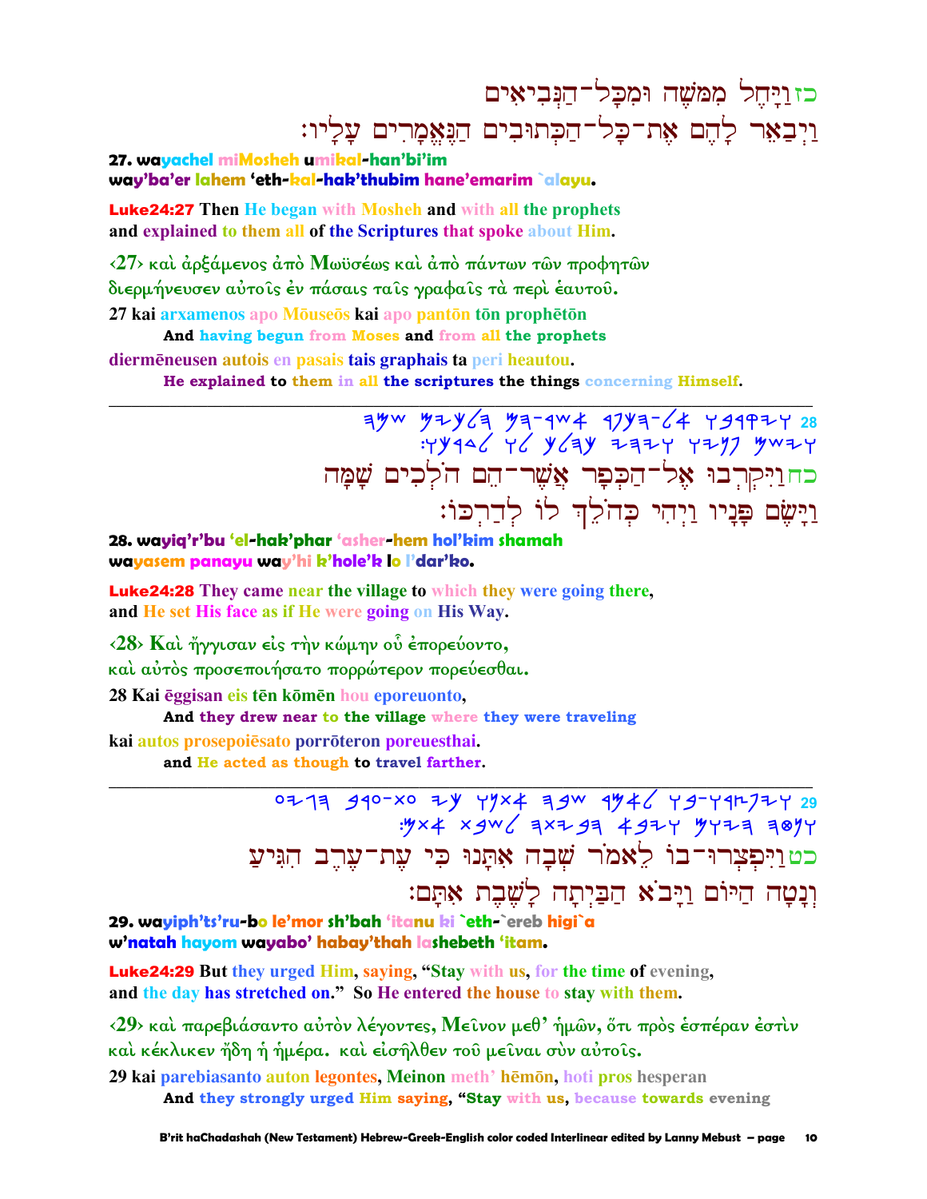כזוַיָּחֶל מִמֹּשֶׁה וּמִכָּל־הַנְּבִיאִים
וַיְבָאֵר לָהֶם אֶת־כָּל־הַכְּתוּבִים הַנֶּאֱמָרִים עָלָיו׃

**27. wayachel miMosheh umikal-han'bi'im**
**way'ba'er lahem 'eth-kal-hak'thubim hane'emarim `alayu.**

**Luke24:27** Then He began with Mosheh and with all the prophets
and explained to them all of the Scriptures that spoke about Him.

‹27› καὶ ἀρξάμενος ἀπὸ Μωϋσέως καὶ ἀπὸ πάντων τῶν προφητῶν
διερμήνευσεν αὐτοῖς ἐν πάσαις ταῖς γραφαῖς τὰ περὶ ἑαυτοῦ.

27 kai arxamenos apo Mōuseōs kai apo pantōn tōn prophētōn
**And having begun from Moses and from all the prophets**
diermēneusen autois en pasais tais graphais ta peri heautou.
**He explained to them in all the scriptures the things concerning Himself.**

---

28 ויקרבו אל-הכפר אשר-הם הלכים שמה וישם פניו ויהי כהלך לו לדרכו׃

כחוַיִּקְרְבוּ אֶל־הַכְּפָר אֲשֶׁר־הֵם הֹלְכִים שָׁמָּה
וַיָּשֶׂם פָּנָיו וַיְהִי כְּהֹלֵךְ לוֹ לְדַרְכּוֹ׃

**28. wayiq'r'bu 'el-hak'phar 'asher-hem hol'kim shamah**
**wayasem panayu way'hi k'hole'k lo l'dar'ko.**

**Luke24:28** They came near the village to which they were going there,
and He set His face as if He were going on His Way.

‹28› Καὶ ἤγγισαν εἰς τὴν κώμην οὗ ἐπορεύοντο,
καὶ αὐτὸς προσεποιήσατο πορρώτερον πορεύεσθαι.

28 Kai ēggisan eis tēn kōmēn hou eporeuonto,
**And they drew near to the village where they were traveling**
kai autos prosepoiēsato porrōteron poreuesthai.
**and He acted as though to travel farther.**

---

29 ויפצרו-בו לאמר שבה אתנו כי עת-ערב הגיע ונטה היום ויבא הביתה לשבת אתם׃

כטוַיִּפְצְרוּ־בוֹ לֵאמֹר שְׁבָה אִתָּנוּ כִּי עֶת־עֶרֶב הִגִּיעַ
וְנָטָה הַיּוֹם וַיָּבֹא הַבַּיְתָה לָשֶׁבֶת אִתָּם׃

**29. wayiph'ts'ru-bo le'mor sh'bah 'itanu ki `eth-`ereb higi`a**
**w'natah hayom wayabo' habay'thah lashebeth 'itam.**

**Luke24:29** But they urged Him, saying, "Stay with us, for the time of evening,
and the day has stretched on." So He entered the house to stay with them.

‹29› καὶ παρεβιάσαντο αὐτὸν λέγοντες, Μεῖνον μεθ' ἡμῶν, ὅτι πρὸς ἑσπέραν ἐστὶν
καὶ κέκλικεν ἤδη ἡ ἡμέρα. καὶ εἰσῆλθεν τοῦ μεῖναι σὺν αὐτοῖς.

29 kai parebiasanto auton legontes, Meinon meth' hēmōn, hoti pros hesperan
**And they strongly urged Him saying, "Stay with us, because towards evening**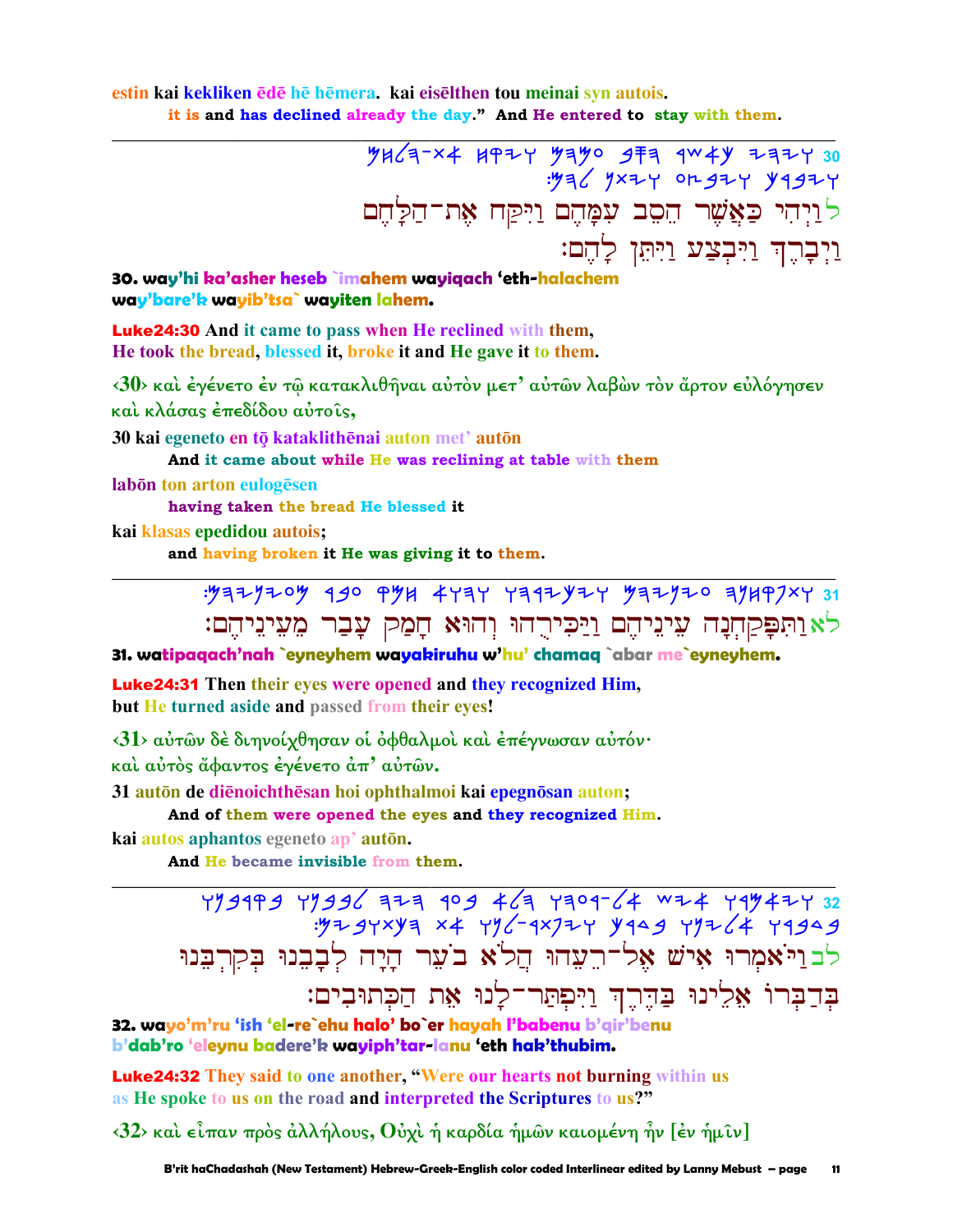estin kai kekliken ēdē hē hēmera. kai eisēlthen tou meinai syn autois.
**it is and has declined already the day." And He entered to stay with them.**

---

30 וַיְהִי כַּאֲשֶׁר הֵסֵב עִמָּהֶם וַיִּקַּח אֶת־הַלָּחֶם וַיְבָרֶךְ וַיִּבְצַע וַיִּתֵּן לָהֶם׃

לוַיְהִי כַּאֲשֶׁר הֵסֵב עִמָּהֶם וַיִּקַּח אֶת־הַלָּחֶם
וַיְבָרֶךְ וַיִּבְצַע וַיִּתֵּן לָהֶם׃

**30. way'hi ka'asher heseb `imahem wayiqach 'eth-halachem way'bare'k wayib'tsa` wayiten lahem.**

**Luke24:30 And it came to pass when He reclined with them, He took the bread, blessed it, broke it and He gave it to them.**

‹30› καὶ ἐγένετο ἐν τῷ κατακλιθῆναι αὐτὸν μετ᾽ αὐτῶν λαβὼν τὸν ἄρτον εὐλόγησεν καὶ κλάσας ἐπεδίδου αὐτοῖς,

30 kai egeneto en tō kataklithēnai auton met' autōn
**And it came about while He was reclining at table with them**

labōn ton arton eulogēsen
**having taken the bread He blessed it**

kai klasas epedidou autois;
**and having broken it He was giving it to them.**

---

31 וַתִּפָּקַחְנָה עֵינֵיהֶם וַיַּכִּירֻהוּ וְהוּא חָמַק עָבַר מֵעֵינֵיהֶם׃

לאוַתִּפָּקַחְנָה עֵינֵיהֶם וַיַּכִּירֻהוּ וְהוּא חָמַק עָבַר מֵעֵינֵיהֶם׃

**31. watipaqach'nah `eyneyhem wayakiruhu w'hu' chamaq `abar me`eyneyhem.**

**Luke24:31 Then their eyes were opened and they recognized Him, but He turned aside and passed from their eyes!**

‹31› αὐτῶν δὲ διηνοίχθησαν οἱ ὀφθαλμοὶ καὶ ἐπέγνωσαν αὐτόν· καὶ αὐτὸς ἄφαντος ἐγένετο ἀπ᾽ αὐτῶν.

31 autōn de diēnoichthēsan hoi ophthalmoi kai epegnōsan auton;
**And of them were opened the eyes and they recognized Him.**

kai autos aphantos egeneto ap' autōn.
**And He became invisible from them.**

---

32 וַיֹּאמְרוּ אִישׁ אֶל־רֵעֵהוּ הֲלֹא בֹעֵר הָיָה לְבָבֵנוּ בְּקִרְבֵּנוּ בְּדַבְּרוֹ אֵלֵינוּ בַּדֶּרֶךְ וַיְפַתֶּר־לָנוּ אֶת הַכְּתוּבִים׃

לבוַיֹּאמְרוּ אִישׁ אֶל־רֵעֵהוּ הֲלֹא בֹעֵר הָיָה לְבָבֵנוּ בְּקִרְבֵּנוּ
בְּדַבְּרוֹ אֵלֵינוּ בַּדֶּרֶךְ וַיְפַתֶּר־לָנוּ אֶת הַכְּתוּבִים׃

**32. wayo'm'ru 'ish 'el-re`ehu halo' bo`er hayah l'babenu b'qir'benu b'dab'ro 'eleynu badere'k wayiph'tar-lanu 'eth hak'thubim.**

**Luke24:32 They said to one another, "Were our hearts not burning within us as He spoke to us on the road and interpreted the Scriptures to us?"**

‹32› καὶ εἶπαν πρὸς ἀλλήλους, Οὐχὶ ἡ καρδία ἡμῶν καιομένη ἦν [ἐν ἡμῖν]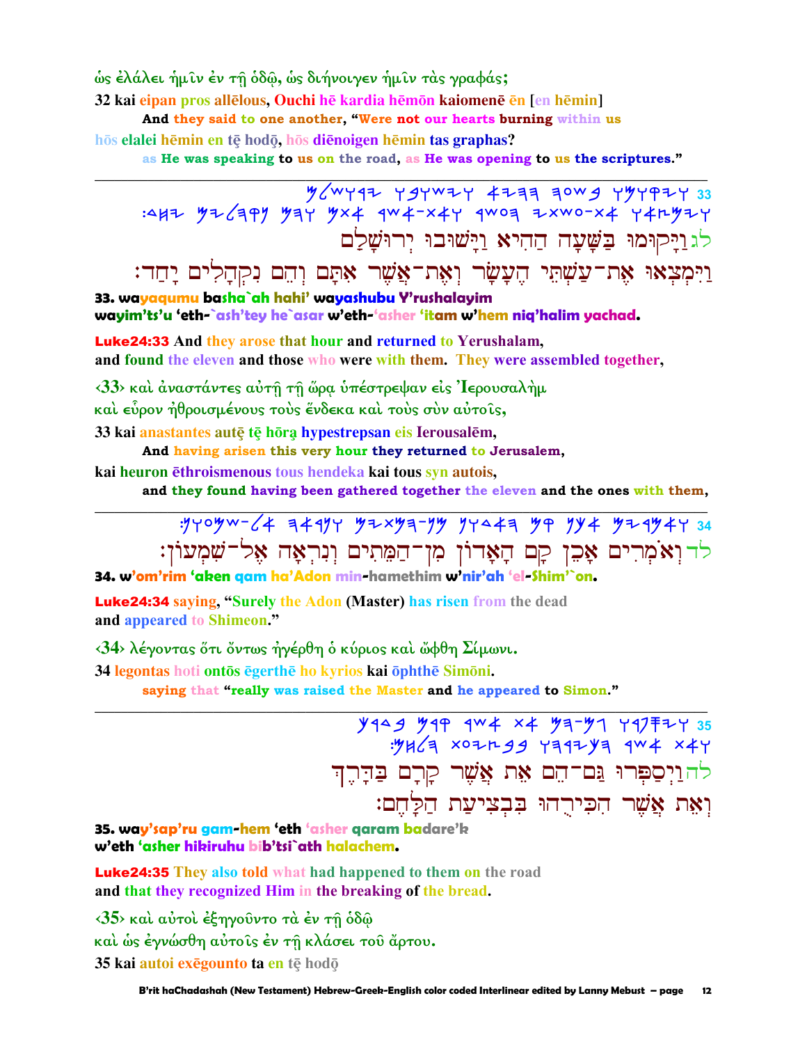ὡς ἐλάλει ἡμῖν ἐν τῇ ὁδῷ, ὡς διήνοιγεν ἡμῖν τὰς γραφάς;

32 kai eipan pros allēlous, Ouchi hē kardia hēmōn kaiomenē ēn [en hēmin]

**And they said to one another, "Were not our hearts burning within us**

hōs elalei hēmin en tē hodō, hōs diēnoigen hēmin tas graphas?

**as He was speaking to us on the road, as He was opening to us the scriptures."**

---

לגוַיָּקוּמוּ בַּשָּׁעָה הַהִיא וַיָּשׁוּבוּ יְרוּשָׁלָםִ

וַיִּמְצְאוּ אֶת־עַשְׁתֵּי הֶעָשָׂר וְאֶת־אֲשֶׁר אִתָּם וְהֵם נִקְהָלִים יָחַד׃

**33. wayaqumu basha`ah hahi' wayashubu Y'rushalayim**
**wayim'ts'u 'eth-`ash'tey he`asar w'eth-'asher 'itam w'hem niq'halim yachad.**

**Luke24:33 And they arose that hour and returned to Yerushalam,**
**and found the eleven and those who were with them. They were assembled together,**

‹33› καὶ ἀναστάντες αὐτῇ τῇ ὥρᾳ ὑπέστρεψαν εἰς Ἰερουσαλὴμ
καὶ εὗρον ἠθροισμένους τοὺς ἕνδεκα καὶ τοὺς σὺν αὐτοῖς,

33 kai anastantes autē tē hōra hypestrepsan eis Ierousalēm,

**And having arisen this very hour they returned to Jerusalem,**

kai heuron ēthroismenous tous hendeka kai tous syn autois,

**and they found having been gathered together the eleven and the ones with them,**

---

לדוְאֹמְרִים אָכֵן קָם הָאָדוֹן מִן־הַמֵּתִים וְנִרְאָה אֶל־שִׁמְעוֹן׃

**34. w'om'rim 'aken qam ha'Adon min-hamethim w'nir'ah 'el-Shim'`on.**

**Luke24:34 saying, "Surely the Adon (Master) has risen from the dead**
**and appeared to Shimeon."**

‹34› λέγοντας ὅτι ὄντως ἠγέρθη ὁ κύριος καὶ ὤφθη Σίμωνι.

34 legontas hoti ontōs ēgerthē ho kyrios kai ōphthē Simōni.

**saying that "really was raised the Master and he appeared to Simon."**

---

להוַיְסַפְּרוּ גַּם־הֵם אֵת אֲשֶׁר קָרָם בַּדָּרֶךְ

וְאֵת אֲשֶׁר הִכִּירֻהוּ בִּבְצִיעַת הַלָּחֶם׃

**35. way'sap'ru gam-hem 'eth 'asher qaram badare'k**
**w'eth 'asher hikiruhu bib'tsi`ath halachem.**

**Luke24:35 They also told what had happened to them on the road**
**and that they recognized Him in the breaking of the bread.**

‹35› καὶ αὐτοὶ ἐξηγοῦντο τὰ ἐν τῇ ὁδῷ
καὶ ὡς ἐγνώσθη αὐτοῖς ἐν τῇ κλάσει τοῦ ἄρτου.

35 kai autoi exēgounto ta en tē hodō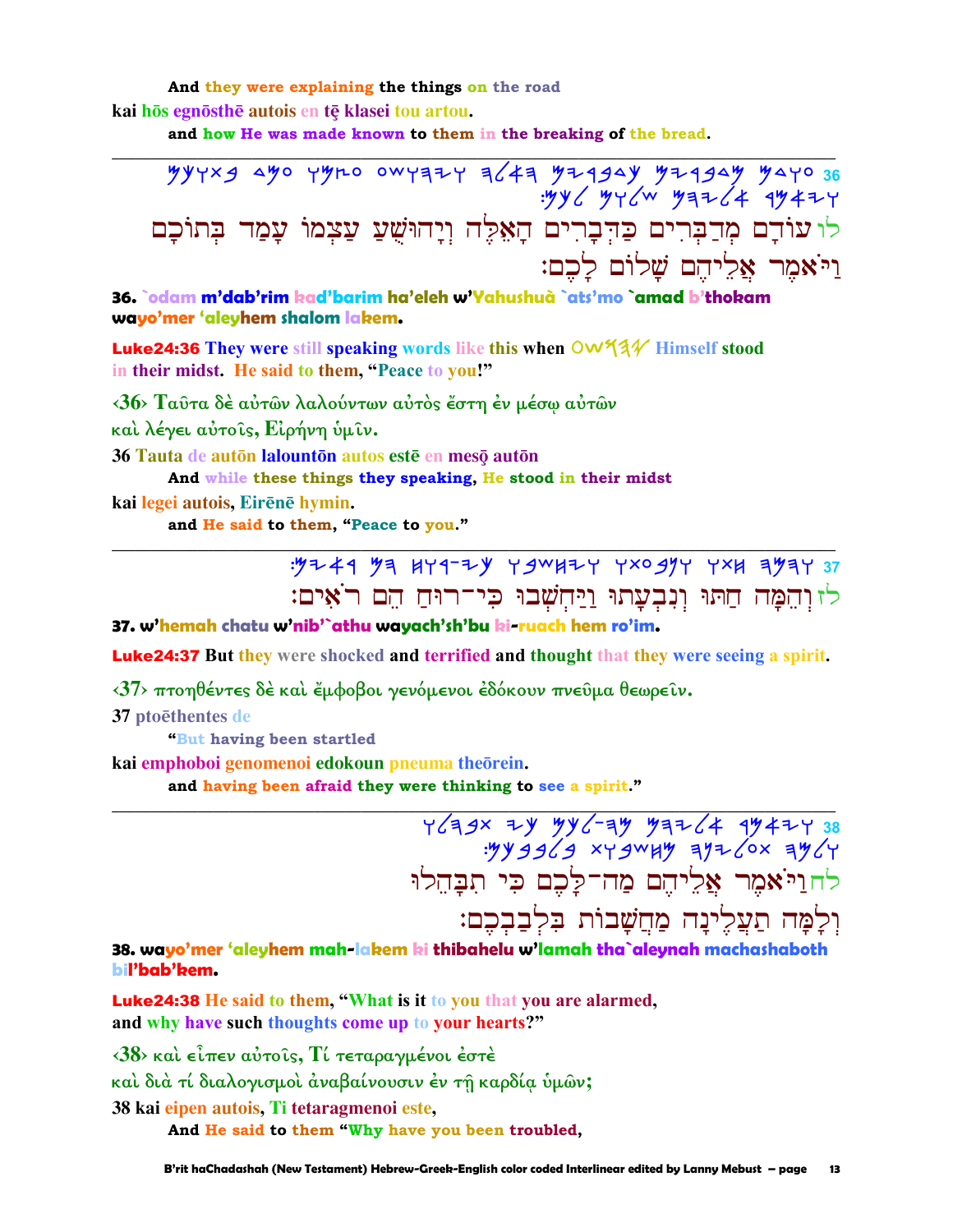And they were explaining the things on the road

kai hōs egnōsthē autois en tē klasei tou artou.

and how He was made known to them in the breaking of the bread.

---

36 [Paleo-Hebrew script]

לו עוֹדָם מְדַבְּרִים כַּדְּבָרִים הָאֵלֶּה וְיָהוּשֻׁעַ עַצְמוֹ עָמַד בְּתוֹכָם וַיֹּאמֶר אֲלֵיהֶם שָׁלוֹם לָכֶם׃

**36. `odam m'dab'rim kad'barim ha'eleh w'Yahushuà `ats'mo `amad b'thokam wayo'mer 'aleyhem shalom lakem.**

**Luke24:36** They were still speaking words like this when [Paleo-Hebrew name] Himself stood in their midst. He said to them, "Peace to you!"

‹36› Ταῦτα δὲ αὐτῶν λαλούντων αὐτὸς ἔστη ἐν μέσῳ αὐτῶν καὶ λέγει αὐτοῖς, Εἰρήνη ὑμῖν.

36 Tauta de autōn lalountōn autos estē en mesō autōn

And while these things they speaking, He stood in their midst

kai legei autois, Eirēnē hymin.

and He said to them, "Peace to you."

---

37 [Paleo-Hebrew script]

לז וְהֵמָּה חַתּוּ וְנִבְעָתוּ וַיַּחְשְׁבוּ כִּי־רוּחַ הֵם רֹאִים׃

**37. w'hemah chatu w'nib'`athu wayach'sh'bu ki-ruach hem ro'im.**

**Luke24:37** But they were shocked and terrified and thought that they were seeing a spirit.

‹37› πτοηθέντες δὲ καὶ ἔμφοβοι γενόμενοι ἐδόκουν πνεῦμα θεωρεῖν.

37 ptoēthentes de

"But having been startled

kai emphoboi genomenoi edokoun pneuma theōrein.

and having been afraid they were thinking to see a spirit."

---

38 [Paleo-Hebrew script]

לח וַיֹּאמֶר אֲלֵיהֶם מַה־לָּכֶם כִּי תִבָּהֵלוּ וְלָמָּה תַעֲלֶינָה מַחֲשָׁבוֹת בִּלְבַבְכֶם׃

**38. wayo'mer 'aleyhem mah-lakem ki thibahelu w'lamah tha`aleynah machashaboth bil'bab'kem.**

**Luke24:38** He said to them, "What is it to you that you are alarmed, and why have such thoughts come up to your hearts?"

‹38› καὶ εἶπεν αὐτοῖς, Τί τεταραγμένοι ἐστὲ καὶ διὰ τί διαλογισμοὶ ἀναβαίνουσιν ἐν τῇ καρδίᾳ ὑμῶν;

38 kai eipen autois, Ti tetaragmenoi este,

And He said to them "Why have you been troubled,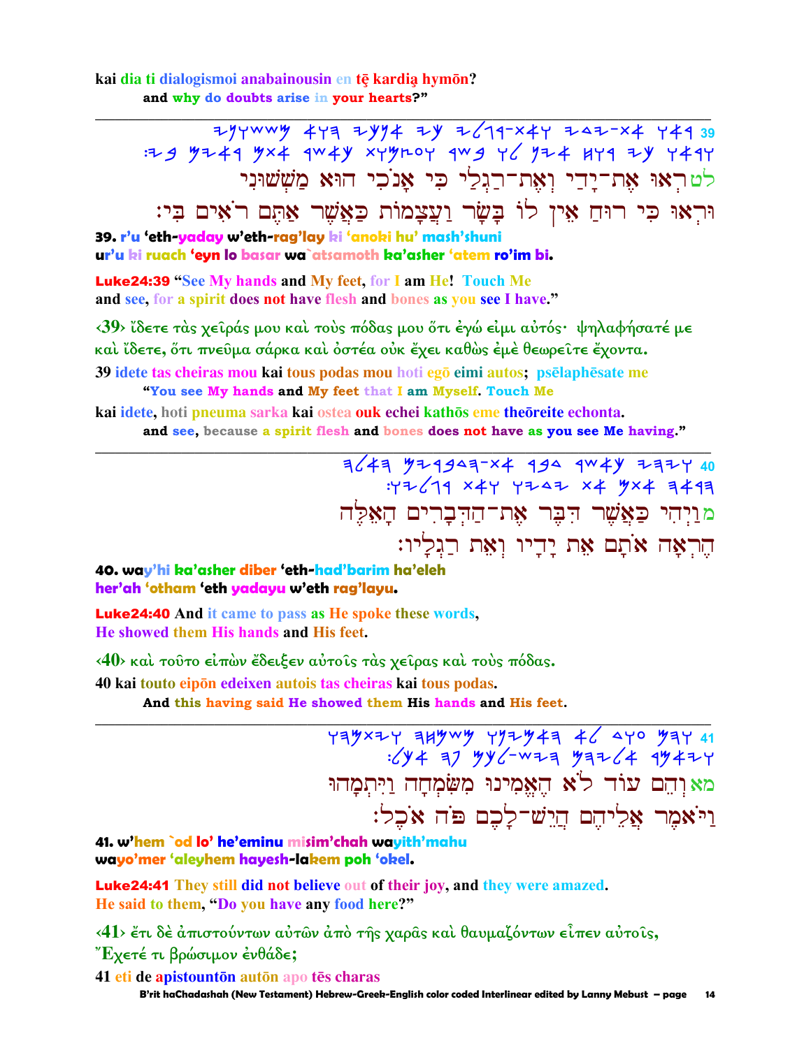kai dia ti dialogismoi anabainousin en tē kardią hymōn?
and why do doubts arise in your hearts?"

---

39 ראו את-ידי ואת-רגלי כי אנכי הוא ממששוני
וראו כי רוח אין לו בשר ועצמות כאשר אתם ראים בי׃

לטרְאוּ אֶת־יָדַי וְאֶת־רַגְלַי כִּי אָנֹכִי הוּא מַשְׁשׁוּנִי
וּרְאוּ כִּי רוּחַ אֵין לוֹ בָּשָׂר וַעֲצָמוֹת כַּאֲשֶׁר אַתֶּם רֹאִים בִּי׃

**39. r'u 'eth-yaday w'eth-rag'lay ki 'anoki hu' mash'shuni**
**ur'u ki ruach 'eyn lo basar wa`atsamoth ka'asher 'atem ro'im bi.**

**Luke24:39** "See My hands and My feet, for I am He! Touch Me
and see, for a spirit does not have flesh and bones as you see I have."

‹39› ἴδετε τὰς χεῖράς μου καὶ τοὺς πόδας μου ὅτι ἐγώ εἰμι αὐτός· ψηλαφήσατέ με
καὶ ἴδετε, ὅτι πνεῦμα σάρκα καὶ ὀστέα οὐκ ἔχει καθὼς ἐμὲ θεωρεῖτε ἔχοντα.

39 idete tas cheiras mou kai tous podas mou hoti egō eimi autos; psēlaphēsate me
"You see My hands and My feet that I am Myself. Touch Me
kai idete, hoti pneuma sarka kai ostea ouk echei kathōs eme theōreite echonta.
and see, because a spirit flesh and bones does not have as you see Me having."

---

40 ויהי כאשר דבר את-הדברים האלה
הראה אתם את ידיו ואת רגליו׃

מוַיְהִי כַּאֲשֶׁר דִּבֶּר אֶת־הַדְּבָרִים הָאֵלֶּה
הֶרְאָה אֹתָם אֶת יָדָיו וְאֶת רַגְלָיו׃

**40. way'hi ka'asher diber 'eth-had'barim ha'eleh**
**her'ah 'otham 'eth yadayu w'eth rag'layu.**

**Luke24:40** And it came to pass as He spoke these words,
He showed them His hands and His feet.

‹40› καὶ τοῦτο εἰπὼν ἔδειξεν αὐτοῖς τὰς χεῖρας καὶ τοὺς πόδας.

40 kai touto eipōn edeixen autois tas cheiras kai tous podas.
And this having said He showed them His hands and His feet.

---

41 והם עוד לא האמינו משמחה ויתמהו
ויאמר אליהם היש-לכם פה אכל׃

מאוְהֵם עוֹד לֹא הֶאֱמִינוּ מִשִּׂמְחָה וַיִּתְמָהוּ
וַיֹּאמֶר אֲלֵיהֶם הֲיֵשׁ־לָכֶם פֹּה אֹכֶל׃

**41. w'hem `od lo' he'eminu misim'chah wayith'mahu**
**wayo'mer 'aleyhem hayesh-lakem poh 'okel.**

**Luke24:41** They still did not believe out of their joy, and they were amazed.
He said to them, "Do you have any food here?"

‹41› ἔτι δὲ ἀπιστούντων αὐτῶν ἀπὸ τῆς χαρᾶς καὶ θαυμαζόντων εἶπεν αὐτοῖς,
Ἔχετέ τι βρώσιμον ἐνθάδε;

41 eti de apistountōn autōn apo tēs charas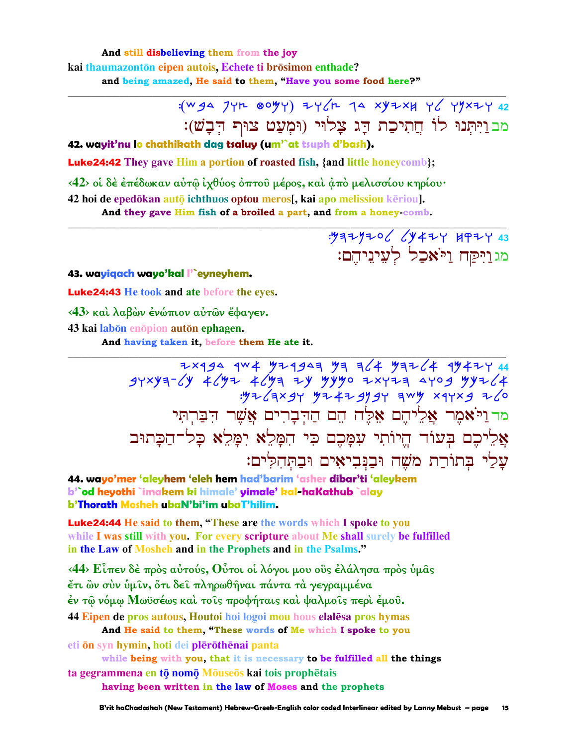And still disbelieving them from the joy

kai thaumazontōn eipen autois, Echete ti brōsimon enthade?

And being amazed, He said to them, "Have you some food here?"

---

:(𐤅𐤔𐤁𐤃 𐤐𐤅𐤑 𐤈𐤏𐤌𐤅) 𐤉𐤅𐤋𐤑 𐤂𐤃 𐤕𐤊𐤉𐤕𐤇 𐤅𐤋 𐤅𐤍𐤕𐤉𐤅 42

מב וַיִּתְּנוּ לוֹ חֲתִיכַת דָּג צָלוּי (וּמְעַט צוּף דְּבָשׁ):

**42. wayit'nu lo chathikath dag tsaluy (um'`at tsuph d'bash).**

**Luke24:42** They gave Him a portion of roasted fish, {and little honeycomb};

‹42› οἱ δὲ ἐπέδωκαν αὐτῷ ἰχθύος ὀπτοῦ μέρος, καὶ ἀπὸ μελισσίου κηρίου·

42 hoi de epedōkan autō ichthuos optou meros[, kai apo melissiou kēriou].

And they gave Him fish of a broiled a part, and from a honey-comb.

---

:𐤌𐤄𐤉𐤍𐤉𐤏𐤋 𐤋𐤊𐤀𐤉𐤅 𐤇𐤒𐤉𐤅 43

מג וַיִּקַּח וַיֹּאכַל לְעֵינֵיהֶם:

**43. wayiqach wayo'kal l'`eyneyhem.**

**Luke24:43** He took and ate before the eyes.

‹43› καὶ λαβὼν ἐνώπιον αὐτῶν ἔφαγεν.

43 kai labōn enōpion autōn ephagen.

And having taken it, before them He ate it.

---

𐤉𐤕𐤓𐤁𐤃 𐤓𐤔𐤀 𐤌𐤉𐤓𐤁𐤃𐤄 𐤌𐤄 𐤄𐤋𐤀 𐤌𐤄𐤉𐤋𐤀 𐤓𐤌𐤀𐤉𐤅 44
𐤁𐤅𐤕𐤊𐤄-𐤋𐤊 𐤀𐤋𐤌𐤉 𐤀𐤋𐤌𐤄 𐤉𐤊 𐤌𐤊𐤌𐤏 𐤉𐤕𐤅𐤉𐤄 𐤃𐤅𐤏𐤁 𐤌𐤊𐤉𐤋𐤀
:𐤌𐤉𐤋𐤄𐤕𐤁𐤅 𐤌𐤉𐤀𐤉𐤁𐤍𐤁𐤅 𐤄𐤔𐤌 𐤕𐤓𐤅𐤕𐤁 𐤉𐤋𐤏

מד וַיֹּאמֶר אֲלֵיהֶם אֵלֶּה הֵם הַדְּבָרִים אֲשֶׁר דִּבַּרְתִּי אֲלֵיכֶם בְּעוֹד הֱיוֹתִי עִמָּכֶם כִּי הִמָּלֵא יִמָּלֵא כָּל־הַכָּתוּב עָלַי בְּתוֹרַת מֹשֶׁה וּבַנְּבִיאִים וּבַתְּהִלִּים:

**44. wayo'mer 'aleyhem 'eleh hem had'barim 'asher dibar'ti 'aleykem b'`od heyothi `imakem ki himale' yimale' kal-haKathub `alay b'Thorath Mosheh ubaN'bi'im ubaT'hilim.**

**Luke24:44** He said to them, "These are the words which I spoke to you while I was still with you. For every scripture about Me shall surely be fulfilled in the Law of Mosheh and in the Prophets and in the Psalms."

‹44› Εἶπεν δὲ πρὸς αὐτούς, Οὗτοι οἱ λόγοι μου οὓς ἐλάλησα πρὸς ὑμᾶς ἔτι ὢν σὺν ὑμῖν, ὅτι δεῖ πληρωθῆναι πάντα τὰ γεγραμμένα ἐν τῷ νόμῳ Μωϋσέως καὶ τοῖς προφήταις καὶ ψαλμοῖς περὶ ἐμοῦ.

44 Eipen de pros autous, Houtoi hoi logoi mou hous elalēsa pros hymas

And He said to them, "These words of Me which I spoke to you

eti ōn syn hymin, hoti dei plērōthēnai panta

while being with you, that it is necessary to be fulfilled all the things

ta gegrammena en tō nomō Mōuseōs kai tois prophētais

having been written in the law of Moses and the prophets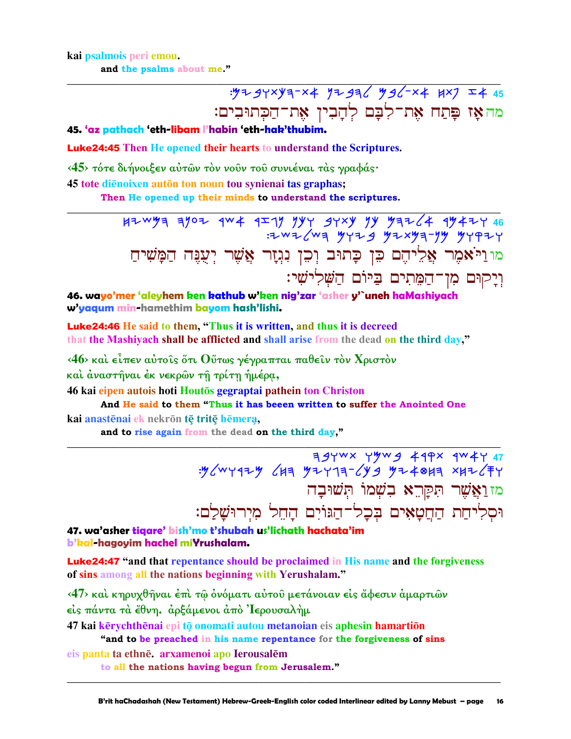**kai psalmois peri emou.**

**and the psalms about me."**

---

:𐤌𐤉𐤁𐤅𐤕𐤊𐤄-𐤕𐤀 𐤍𐤉𐤁𐤄𐤋 𐤌𐤁𐤋-𐤕𐤀 𐤇𐤕𐤐 𐤆𐤀 45

מה אָז פָּתַח אֶת־לִבָּם לְהָבִין אֶת־הַכְּתוּבִים:

**45. 'az pathach 'eth-libam l'habin 'eth-hak'thubim.**

**Luke24:45 Then He opened their hearts to understand the Scriptures.**

‹45› τότε διήνοιξεν αὐτῶν τὸν νοῦν τοῦ συνιέναι τὰς γραφάς·

**45 tote diēnoixen autōn ton noun tou synienai tas graphas;**

**Then He opened up their minds to understand the scriptures.**

---

𐤇𐤉𐤔𐤌𐤄 𐤄𐤍𐤏𐤉 𐤓𐤔𐤀 𐤓𐤆𐤂𐤍 𐤍𐤊𐤅 𐤁𐤅𐤕𐤊 𐤍𐤊 𐤌𐤄𐤉𐤋𐤀 𐤓𐤌𐤀𐤉𐤅 46
:𐤉𐤔𐤉𐤋𐤔𐤄 𐤌𐤅𐤉𐤁 𐤌𐤉𐤕𐤌𐤄-𐤍𐤌 𐤌𐤅𐤒𐤉𐤅

מו וַיֹּאמֶר אֲלֵיהֶם כֵּן כָּתוּב וְכֵן נִגְזָר אֲשֶׁר יְעֻנֶּה הַמָּשִׁיחַ
וְיָקוּם מִן־הַמֵּתִים בַּיּוֹם הַשְּׁלִישִׁי:

**46. wayo'mer 'aleyhem ken kathub w'ken nig'zar 'asher y'`uneh haMashiyach w'yaqum min-hamethim bayom hash'lishi.**

**Luke24:46 He said to them, "Thus it is written, and thus it is decreed that the Mashiyach shall be afflicted and shall arise from the dead on the third day,"**

‹46› καὶ εἶπεν αὐτοῖς ὅτι Οὕτως γέγραπται παθεῖν τὸν Χριστὸν
καὶ ἀναστῆναι ἐκ νεκρῶν τῇ τρίτῃ ἡμέρᾳ,

**46 kai eipen autois hoti Houtōs gegraptai pathein ton Christon**

**And He said to them "Thus it has beeen written to suffer the Anointed One**

**kai anastēnai ek nekrōn tē tritē hēmera,**

**and to rise again from the dead on the third day,"**

---

𐤄𐤁𐤅𐤔𐤕 𐤅𐤌𐤔𐤁 𐤀𐤓𐤒𐤕 𐤓𐤔𐤀𐤅 47
:𐤌𐤋𐤔𐤅𐤓𐤉𐤌 𐤋𐤇𐤄 𐤌𐤉𐤅𐤂𐤄-𐤋𐤊𐤁 𐤌𐤉𐤀𐤈𐤇𐤄 𐤕𐤇𐤉𐤋𐤎𐤅

מז וַאֲשֶׁר תִּקָּרֵא בִשְׁמוֹ תְּשׁוּבָה
וּסְלִיחַת הַחֲטָאִים בְּכָל־הַגּוֹיִם הָחֵל מִירוּשָׁלָם:

**47. wa'asher tiqare' bish'mo t'shubah us'lichath hachata'im b'kal-hagoyim hachel miYrushalam.**

**Luke24:47 "and that repentance should be proclaimed in His name and the forgiveness of sins among all the nations beginning with Yerushalam."**

‹47› καὶ κηρυχθῆναι ἐπὶ τῷ ὀνόματι αὐτοῦ μετάνοιαν εἰς ἄφεσιν ἁμαρτιῶν
εἰς πάντα τὰ ἔθνη. ἀρξάμενοι ἀπὸ Ἰερουσαλὴμ

**47 kai kērychthēnai epi tō onomati autou metanoian eis aphesin hamartiōn**

**"and to be preached in his name repentance for the forgiveness of sins**

**eis panta ta ethnē. arxamenoi apo Ierousalēm**

**to all the nations having begun from Jerusalem."**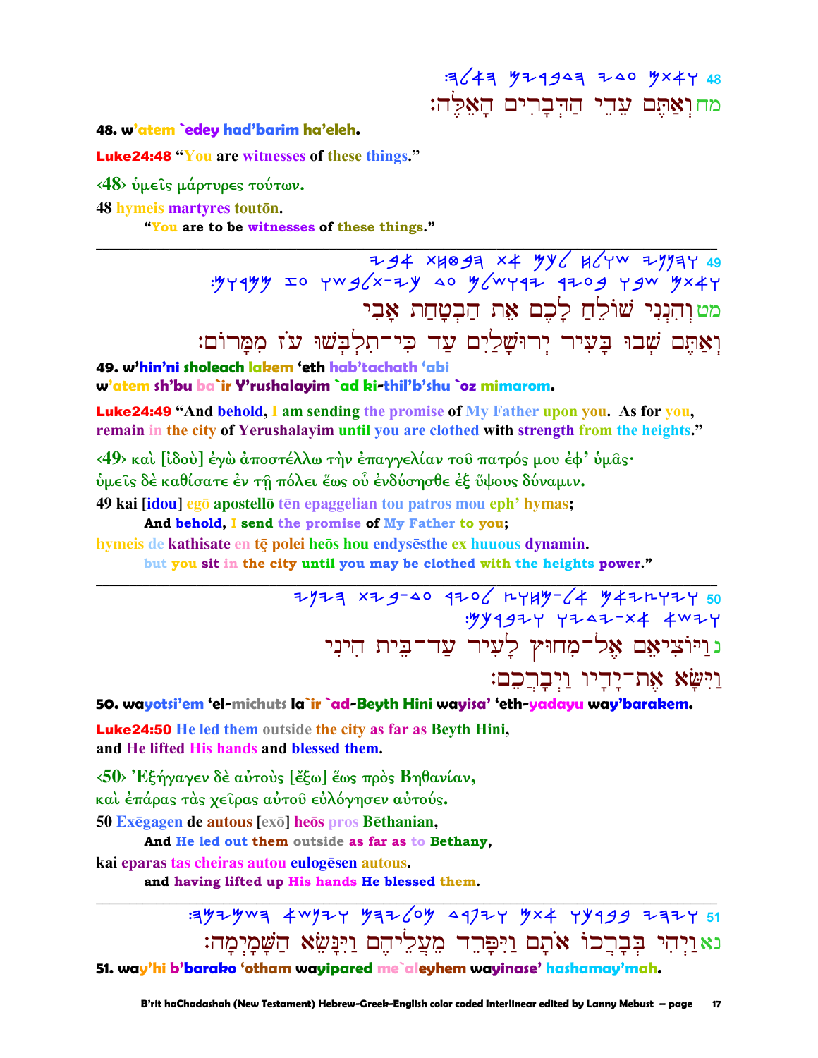48 ::ﬡﬥﬡﬡﬡ ﬡﬡﬡﬡﬡ ﬡﬡﬡ ﬡﬡﬡﬡ

מח וְאַתֶּם עֵדֵי הַדְּבָרִים הָאֵלֶּה׃

**48. w'atem `edey had'barim ha'eleh.**

**Luke24:48** "You are witnesses of these things."

‹48› ὑμεῖς μάρτυρες τούτων.

48 hymeis martyres toutōn.

"You are to be witnesses of these things."

---

מט וְהִנְנִי שֹׁולֵחַ לָכֶם אֵת הַבְטָחַת אָבִי

וְאַתֶּם שְׁבוּ בָּעִיר יְרוּשָׁלַיִם עַד כִּי־תִלְבְּשׁוּ עֹז מִמָּרוֹם׃

**49. w'hin'ni sholeach lakem 'eth hab'tachath 'abi**
**w'atem sh'bu ba`ir Y'rushalayim `ad ki-thil'b'shu `oz mimarom.**

**Luke24:49** "And behold, I am sending the promise of My Father upon you. As for you, remain in the city of Yerushalayim until you are clothed with strength from the heights."

‹49› καὶ [ἰδοὺ] ἐγὼ ἀποστέλλω τὴν ἐπαγγελίαν τοῦ πατρός μου ἐφ' ὑμᾶς·
ὑμεῖς δὲ καθίσατε ἐν τῇ πόλει ἕως οὗ ἐνδύσησθε ἐξ ὕψους δύναμιν.

49 kai [idou] egō apostellō tēn epaggelian tou patros mou eph' hymas;
And behold, I send the promise of My Father to you;

hymeis de kathisate en tē polei heōs hou endysēsthe ex huuous dynamin.
but you sit in the city until you may be clothed with the heights power."

---

נ וַיּוֹצִיאֵם אֶל־מִחוּץ לָעִיר עַד־בֵּית הִינִי

וַיִּשָּׂא אֶת־יָדָיו וַיְבָרְכֵם׃

**50. wayotsi'em 'el-michuts la`ir `ad-Beyth Hini wayisa' 'eth-yadayu way'barakem.**

**Luke24:50** He led them outside the city as far as Beyth Hini, and He lifted His hands and blessed them.

‹50› Ἐξήγαγεν δὲ αὐτοὺς [ἔξω] ἕως πρὸς Βηθανίαν,
καὶ ἐπάρας τὰς χεῖρας αὐτοῦ εὐλόγησεν αὐτούς.

50 Exēgagen de autous [exō] heōs pros Bēthanian,
And He led out them outside as far as to Bethany,

kai eparas tas cheiras autou eulogēsen autous.
and having lifted up His hands He blessed them.

---

נא וַיְהִי בְּבָרְכוֹ אֹתָם וַיִּפָּרֵד מֵעֲלֵיהֶם וַיִּנָּשֵׂא הַשָּׁמַיְמָה׃

**51. way'hi b'barako 'otham wayipared me`aleyhem wayinase' hashamay'mah.**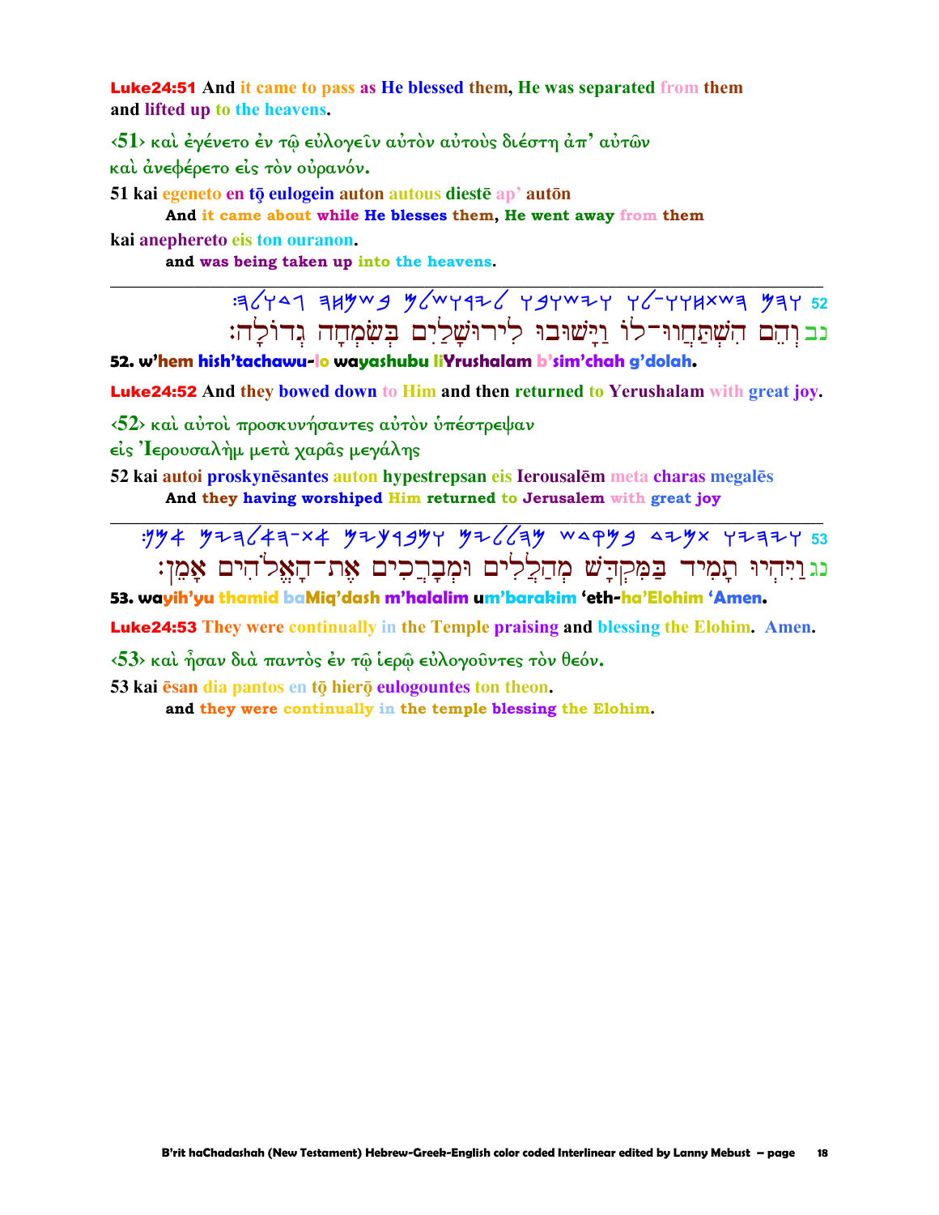**Luke24:51** And it came to pass as He blessed them, He was separated from them and lifted up to the heavens.

‹51› καὶ ἐγένετο ἐν τῷ εὐλογεῖν αὐτὸν αὐτοὺς διέστη ἀπ' αὐτῶν καὶ ἀνεφέρετο εἰς τὸν οὐρανόν.

51 kai egeneto en tō eulogein auton autous diestē ap' autōn

**And it came about while He blesses them, He went away from them**

kai anephereto eis ton ouranon.

**and was being taken up into the heavens.**

---

52 והם השתחוו-לו וישבו לירושלם בשמחה גדלה:

נב וְהֵם הִשְׁתַּחֲווּ־לוֹ וַיָּשׁוּבוּ לִירוּשָׁלַיִם בְּשִׂמְחָה גְדוֹלָה:

**52. w'hem hish'tachawu-lo wayashubu liYrushalam b'sim'chah g'dolah.**

**Luke24:52** And they bowed down to Him and then returned to Yerushalam with great joy.

‹52› καὶ αὐτοὶ προσκυνήσαντες αὐτὸν ὑπέστρεψαν εἰς Ἰερουσαλὴμ μετὰ χαρᾶς μεγάλης

52 kai autoi proskynēsantes auton hypestrepsan eis Ierousalēm meta charas megalēs

**And they having worshiped Him returned to Jerusalem with great joy**

---

53 ויהיו תמיד במקדש מהללים ומברכים את-האלהים אמן:

נג וַיִּהְיוּ תָמִיד בַּמִּקְדָּשׁ מְהַלְלִים וּמְבָרֲכִים אֶת־הָאֱלֹהִים אָמֵן:

**53. wayih'yu thamid baMiq'dash m'halalim um'barakim 'eth-ha'Elohim 'Amen.**

**Luke24:53** They were continually in the Temple praising and blessing the Elohim. Amen.

‹53› καὶ ἦσαν διὰ παντὸς ἐν τῷ ἱερῷ εὐλογοῦντες τὸν θεόν.

53 kai ēsan dia pantos en tō hierō eulogountes ton theon.

**and they were continually in the temple blessing the Elohim.**